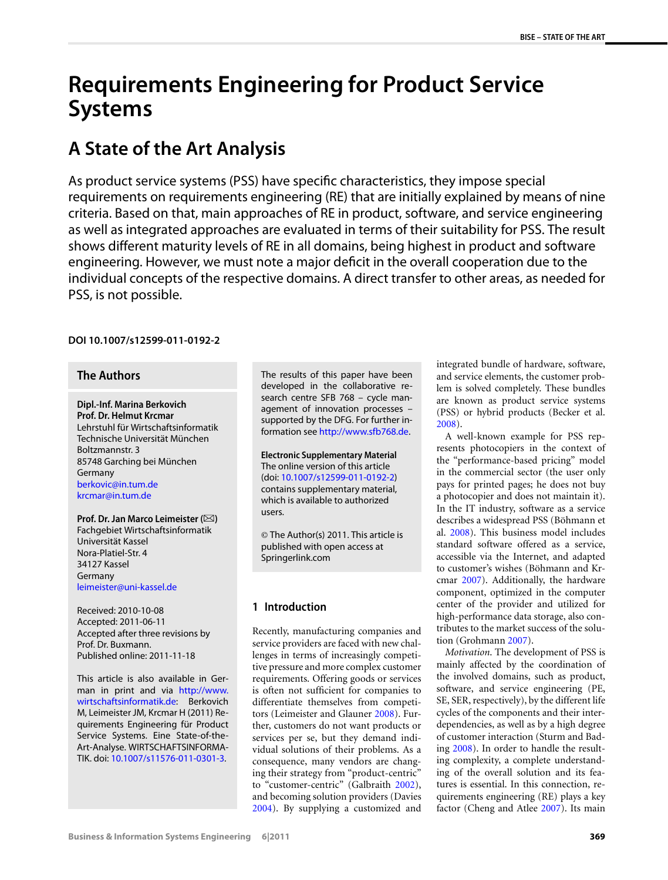# Requirements Engineering for Product Service Systems

## A State of the Art Analysis

As product service systems (PSS) have specific characteristics, they impose special requirements on requirements engineering (RE) that are initially explained by means of nine criteria. Based on that, main approaches of RE in product, software, and service engineering as well as integrated approaches are evaluated in terms of their suitability for PSS. The result shows different maturity levels of RE in all domains, being highest in product and software engineering. However, we must note a major deficit in the overall cooperation due to the individual concepts of the respective domains. A direct transfer to other areas, as needed for PSS, is not possible.

**DOI 10.1007/s12599-011-0192-2**

### The Authors

**Dipl.-Inf. Marina Berkovich**
**Prof. Dr. Helmut Krcmar**
Lehrstuhl für Wirtschaftsinformatik
Technische Universität München
Boltzmannstr. 3
85748 Garching bei München
Germany
berkovic@in.tum.de
krcmar@in.tum.de

**Prof. Dr. Jan Marco Leimeister (✉)**
Fachgebiet Wirtschaftsinformatik
Universität Kassel
Nora-Platiel-Str. 4
34127 Kassel
Germany
leimeister@uni-kassel.de

Received: 2010-10-08
Accepted: 2011-06-11
Accepted after three revisions by Prof. Dr. Buxmann.
Published online: 2011-11-18

This article is also available in German in print and via http://www.wirtschaftsinformatik.de: Berkovich M, Leimeister JM, Krcmar H (2011) Requirements Engineering für Product Service Systems. Eine State-of-the-Art-Analyse. WIRTSCHAFTSINFORMATIK. doi: 10.1007/s11576-011-0301-3.

The results of this paper have been developed in the collaborative research centre SFB 768 – cycle management of innovation processes – supported by the DFG. For further information see http://www.sfb768.de.

**Electronic Supplementary Material**
The online version of this article (doi: 10.1007/s12599-011-0192-2) contains supplementary material, which is available to authorized users.

© The Author(s) 2011. This article is published with open access at Springerlink.com

## 1 Introduction

Recently, manufacturing companies and service providers are faced with new challenges in terms of increasingly competitive pressure and more complex customer requirements. Offering goods or services is often not sufficient for companies to differentiate themselves from competitors (Leimeister and Glauner 2008). Further, customers do not want products or services per se, but they demand individual solutions of their problems. As a consequence, many vendors are changing their strategy from "product-centric" to "customer-centric" (Galbraith 2002), and becoming solution providers (Davies 2004). By supplying a customized and integrated bundle of hardware, software, and service elements, the customer problem is solved completely. These bundles are known as product service systems (PSS) or hybrid products (Becker et al. 2008).

A well-known example for PSS represents photocopiers in the context of the "performance-based pricing" model in the commercial sector (the user only pays for printed pages; he does not buy a photocopier and does not maintain it). In the IT industry, software as a service describes a widespread PSS (Böhmann et al. 2008). This business model includes standard software offered as a service, accessible via the Internet, and adapted to customer's wishes (Böhmann and Krcmar 2007). Additionally, the hardware component, optimized in the computer center of the provider and utilized for high-performance data storage, also contributes to the market success of the solution (Grohmann 2007).

*Motivation.* The development of PSS is mainly affected by the coordination of the involved domains, such as product, software, and service engineering (PE, SE, SER, respectively), by the different life cycles of the components and their interdependencies, as well as by a high degree of customer interaction (Sturm and Bading 2008). In order to handle the resulting complexity, a complete understanding of the overall solution and its features is essential. In this connection, requirements engineering (RE) plays a key factor (Cheng and Atlee 2007). Its main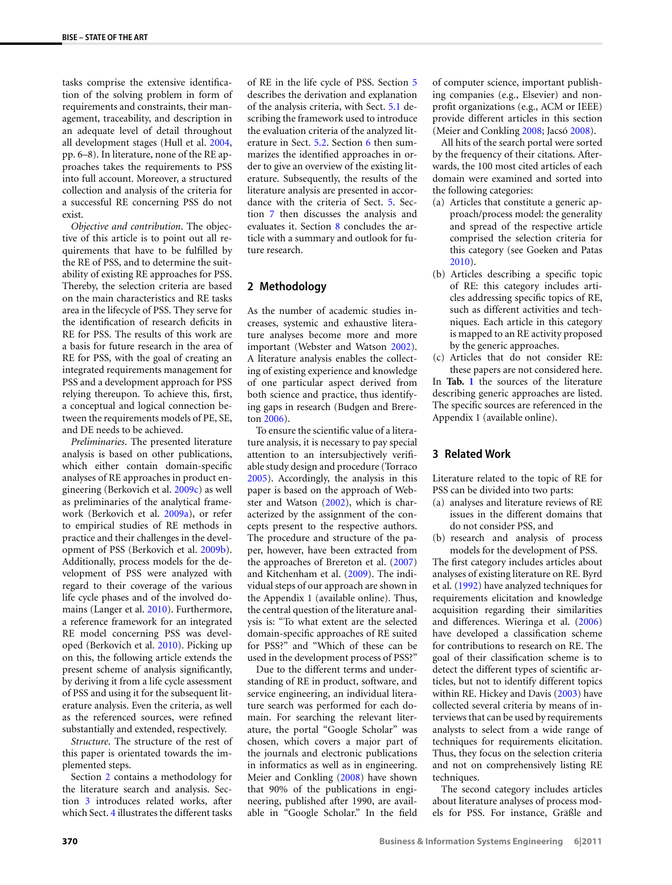tasks comprise the extensive identification of the solving problem in form of requirements and constraints, their management, traceability, and description in an adequate level of detail throughout all development stages (Hull et al. 2004, pp. 6–8). In literature, none of the RE approaches takes the requirements to PSS into full account. Moreover, a structured collection and analysis of the criteria for a successful RE concerning PSS do not exist.

*Objective and contribution*. The objective of this article is to point out all requirements that have to be fulfilled by the RE of PSS, and to determine the suitability of existing RE approaches for PSS. Thereby, the selection criteria are based on the main characteristics and RE tasks area in the lifecycle of PSS. They serve for the identification of research deficits in RE for PSS. The results of this work are a basis for future research in the area of RE for PSS, with the goal of creating an integrated requirements management for PSS and a development approach for PSS relying thereupon. To achieve this, first, a conceptual and logical connection between the requirements models of PE, SE, and DE needs to be achieved.

*Preliminaries*. The presented literature analysis is based on other publications, which either contain domain-specific analyses of RE approaches in product engineering (Berkovich et al. 2009c) as well as preliminaries of the analytical framework (Berkovich et al. 2009a), or refer to empirical studies of RE methods in practice and their challenges in the development of PSS (Berkovich et al. 2009b). Additionally, process models for the development of PSS were analyzed with regard to their coverage of the various life cycle phases and of the involved domains (Langer et al. 2010). Furthermore, a reference framework for an integrated RE model concerning PSS was developed (Berkovich et al. 2010). Picking up on this, the following article extends the present scheme of analysis significantly, by deriving it from a life cycle assessment of PSS and using it for the subsequent literature analysis. Even the criteria, as well as the referenced sources, were refined substantially and extended, respectively.

*Structure*. The structure of the rest of this paper is orientated towards the implemented steps.

Section 2 contains a methodology for the literature search and analysis. Section 3 introduces related works, after which Sect. 4 illustrates the different tasks of RE in the life cycle of PSS. Section 5 describes the derivation and explanation of the analysis criteria, with Sect. 5.1 describing the framework used to introduce the evaluation criteria of the analyzed literature in Sect. 5.2. Section 6 then summarizes the identified approaches in order to give an overview of the existing literature. Subsequently, the results of the literature analysis are presented in accordance with the criteria of Sect. 5. Section 7 then discusses the analysis and evaluates it. Section 8 concludes the article with a summary and outlook for future research.

## 2 Methodology

As the number of academic studies increases, systemic and exhaustive literature analyses become more and more important (Webster and Watson 2002). A literature analysis enables the collecting of existing experience and knowledge of one particular aspect derived from both science and practice, thus identifying gaps in research (Budgen and Brereton 2006).

To ensure the scientific value of a literature analysis, it is necessary to pay special attention to an intersubjectively verifiable study design and procedure (Torraco 2005). Accordingly, the analysis in this paper is based on the approach of Webster and Watson (2002), which is characterized by the assignment of the concepts present to the respective authors. The procedure and structure of the paper, however, have been extracted from the approaches of Brereton et al. (2007) and Kitchenham et al. (2009). The individual steps of our approach are shown in the Appendix 1 (available online). Thus, the central question of the literature analysis is: "To what extent are the selected domain-specific approaches of RE suited for PSS?" and "Which of these can be used in the development process of PSS?"

Due to the different terms and understanding of RE in product, software, and service engineering, an individual literature search was performed for each domain. For searching the relevant literature, the portal "Google Scholar" was chosen, which covers a major part of the journals and electronic publications in informatics as well as in engineering. Meier and Conkling (2008) have shown that 90% of the publications in engineering, published after 1990, are available in "Google Scholar." In the field of computer science, important publishing companies (e.g., Elsevier) and nonprofit organizations (e.g., ACM or IEEE) provide different articles in this section (Meier and Conkling 2008; Jacsó 2008).

All hits of the search portal were sorted by the frequency of their citations. Afterwards, the 100 most cited articles of each domain were examined and sorted into the following categories:

(a) Articles that constitute a generic approach/process model: the generality and spread of the respective article comprised the selection criteria for this category (see Goeken and Patas 2010).
(b) Articles describing a specific topic of RE: this category includes articles addressing specific topics of RE, such as different activities and techniques. Each article in this category is mapped to an RE activity proposed by the generic approaches.
(c) Articles that do not consider RE: these papers are not considered here.

In **Tab. 1** the sources of the literature describing generic approaches are listed. The specific sources are referenced in the Appendix 1 (available online).

## 3 Related Work

Literature related to the topic of RE for PSS can be divided into two parts:

(a) analyses and literature reviews of RE issues in the different domains that do not consider PSS, and
(b) research and analysis of process models for the development of PSS.

The first category includes articles about analyses of existing literature on RE. Byrd et al. (1992) have analyzed techniques for requirements elicitation and knowledge acquisition regarding their similarities and differences. Wieringa et al. (2006) have developed a classification scheme for contributions to research on RE. The goal of their classification scheme is to detect the different types of scientific articles, but not to identify different topics within RE. Hickey and Davis (2003) have collected several criteria by means of interviews that can be used by requirements analysts to select from a wide range of techniques for requirements elicitation. Thus, they focus on the selection criteria and not on comprehensively listing RE techniques.

The second category includes articles about literature analyses of process models for PSS. For instance, Gräßle and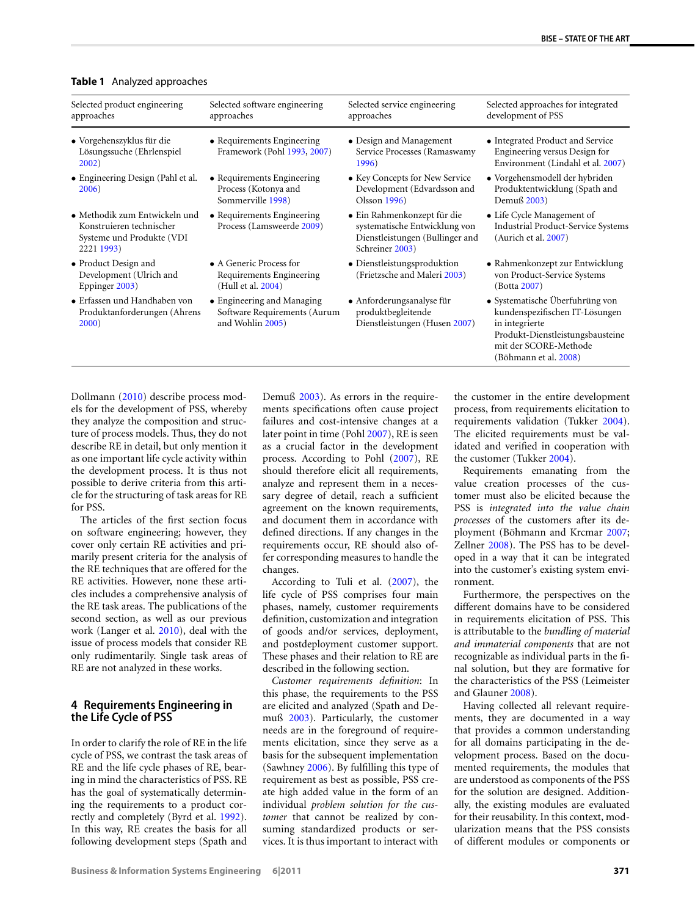**Table 1** Analyzed approaches

| Selected product engineering approaches | Selected software engineering approaches | Selected service engineering approaches | Selected approaches for integrated development of PSS |
|---|---|---|---|
| • Vorgehenszyklus für die Lösungssuche (Ehrlenspiel 2002) | • Requirements Engineering Framework (Pohl 1993, 2007) | • Design and Management Service Processes (Ramaswamy 1996) | • Integrated Product and Service Engineering versus Design for Environment (Lindahl et al. 2007) |
| • Engineering Design (Pahl et al. 2006) | • Requirements Engineering Process (Kotonya and Sommerville 1998) | • Key Concepts for New Service Development (Edvardsson and Olsson 1996) | • Vorgehensmodell der hybriden Produktentwicklung (Spath and Demuß 2003) |
| • Methodik zum Entwickeln und Konstruieren technischer Systeme und Produkte (VDI 2221 1993) | • Requirements Engineering Process (Lamsweerde 2009) | • Ein Rahmenkonzept für die systematische Entwicklung von Dienstleistungen (Bullinger and Schreiner 2003) | • Life Cycle Management of Industrial Product-Service Systems (Aurich et al. 2007) |
| • Product Design and Development (Ulrich and Eppinger 2003) | • A Generic Process for Requirements Engineering (Hull et al. 2004) | • Dienstleistungsproduktion (Frietzsche and Maleri 2003) | • Rahmenkonzept zur Entwicklung von Product-Service Systems (Botta 2007) |
| • Erfassen und Handhaben von Produktanforderungen (Ahrens 2000) | • Engineering and Managing Software Requirements (Aurum and Wohlin 2005) | • Anforderungsanalyse für produktbegleitende Dienstleistungen (Husen 2007) | • Systematische Überführung von kundenspezifischen IT-Lösungen in integrierte Produkt-Dienstleistungsbausteine mit der SCORE-Methode (Böhmann et al. 2008) |

Dollmann (2010) describe process models for the development of PSS, whereby they analyze the composition and structure of process models. Thus, they do not describe RE in detail, but only mention it as one important life cycle activity within the development process. It is thus not possible to derive criteria from this article for the structuring of task areas for RE for PSS.

The articles of the first section focus on software engineering; however, they cover only certain RE activities and primarily present criteria for the analysis of the RE techniques that are offered for the RE activities. However, none these articles includes a comprehensive analysis of the RE task areas. The publications of the second section, as well as our previous work (Langer et al. 2010), deal with the issue of process models that consider RE only rudimentarily. Single task areas of RE are not analyzed in these works.

## 4 Requirements Engineering in the Life Cycle of PSS

In order to clarify the role of RE in the life cycle of PSS, we contrast the task areas of RE and the life cycle phases of RE, bearing in mind the characteristics of PSS. RE has the goal of systematically determining the requirements to a product correctly and completely (Byrd et al. 1992). In this way, RE creates the basis for all following development steps (Spath and Demuß 2003). As errors in the requirements specifications often cause project failures and cost-intensive changes at a later point in time (Pohl 2007), RE is seen as a crucial factor in the development process. According to Pohl (2007), RE should therefore elicit all requirements, analyze and represent them in a necessary degree of detail, reach a sufficient agreement on the known requirements, and document them in accordance with defined directions. If any changes in the requirements occur, RE should also offer corresponding measures to handle the changes.

According to Tuli et al. (2007), the life cycle of PSS comprises four main phases, namely, customer requirements definition, customization and integration of goods and/or services, deployment, and postdeployment customer support. These phases and their relation to RE are described in the following section.

*Customer requirements definition*: In this phase, the requirements to the PSS are elicited and analyzed (Spath and Demuß 2003). Particularly, the customer needs are in the foreground of requirements elicitation, since they serve as a basis for the subsequent implementation (Sawhney 2006). By fulfilling this type of requirement as best as possible, PSS create high added value in the form of an individual *problem solution for the customer* that cannot be realized by consuming standardized products or services. It is thus important to interact with the customer in the entire development process, from requirements elicitation to requirements validation (Tukker 2004). The elicited requirements must be validated and verified in cooperation with the customer (Tukker 2004).

Requirements emanating from the value creation processes of the customer must also be elicited because the PSS is *integrated into the value chain processes* of the customers after its deployment (Böhmann and Krcmar 2007; Zellner 2008). The PSS has to be developed in a way that it can be integrated into the customer's existing system environment.

Furthermore, the perspectives on the different domains have to be considered in requirements elicitation of PSS. This is attributable to the *bundling of material and immaterial components* that are not recognizable as individual parts in the final solution, but they are formative for the characteristics of the PSS (Leimeister and Glauner 2008).

Having collected all relevant requirements, they are documented in a way that provides a common understanding for all domains participating in the development process. Based on the documented requirements, the modules that are understood as components of the PSS for the solution are designed. Additionally, the existing modules are evaluated for their reusability. In this context, modularization means that the PSS consists of different modules or components or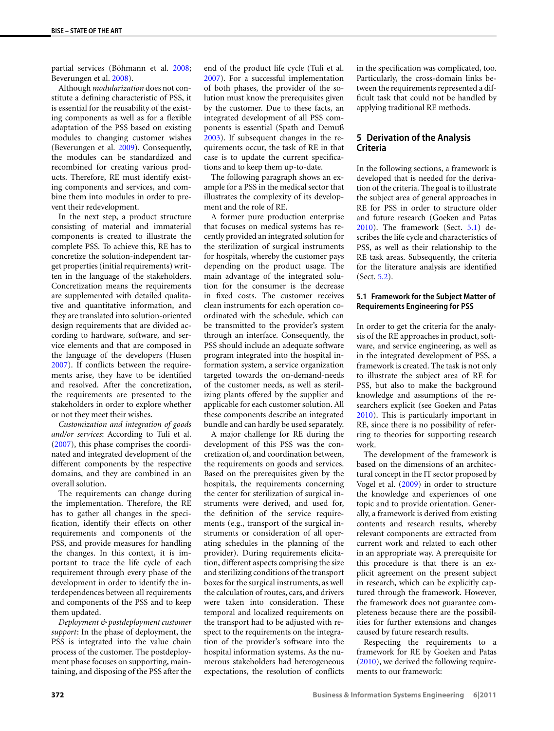partial services (Böhmann et al. 2008; Beverungen et al. 2008).

Although *modularization* does not constitute a defining characteristic of PSS, it is essential for the reusability of the existing components as well as for a flexible adaptation of the PSS based on existing modules to changing customer wishes (Beverungen et al. 2009). Consequently, the modules can be standardized and recombined for creating various products. Therefore, RE must identify existing components and services, and combine them into modules in order to prevent their redevelopment.

In the next step, a product structure consisting of material and immaterial components is created to illustrate the complete PSS. To achieve this, RE has to concretize the solution-independent target properties (initial requirements) written in the language of the stakeholders. Concretization means the requirements are supplemented with detailed qualitative and quantitative information, and they are translated into solution-oriented design requirements that are divided according to hardware, software, and service elements and that are composed in the language of the developers (Husen 2007). If conflicts between the requirements arise, they have to be identified and resolved. After the concretization, the requirements are presented to the stakeholders in order to explore whether or not they meet their wishes.

*Customization and integration of goods and/or services*: According to Tuli et al. (2007), this phase comprises the coordinated and integrated development of the different components by the respective domains, and they are combined in an overall solution.

The requirements can change during the implementation. Therefore, the RE has to gather all changes in the specification, identify their effects on other requirements and components of the PSS, and provide measures for handling the changes. In this context, it is important to trace the life cycle of each requirement through every phase of the development in order to identify the interdependences between all requirements and components of the PSS and to keep them updated.

*Deployment & postdeployment customer support*: In the phase of deployment, the PSS is integrated into the value chain process of the customer. The postdeployment phase focuses on supporting, maintaining, and disposing of the PSS after the end of the product life cycle (Tuli et al. 2007). For a successful implementation of both phases, the provider of the solution must know the prerequisites given by the customer. Due to these facts, an integrated development of all PSS components is essential (Spath and Demuß 2003). If subsequent changes in the requirements occur, the task of RE in that case is to update the current specifications and to keep them up-to-date.

The following paragraph shows an example for a PSS in the medical sector that illustrates the complexity of its development and the role of RE.

A former pure production enterprise that focuses on medical systems has recently provided an integrated solution for the sterilization of surgical instruments for hospitals, whereby the customer pays depending on the product usage. The main advantage of the integrated solution for the consumer is the decrease in fixed costs. The customer receives clean instruments for each operation coordinated with the schedule, which can be transmitted to the provider's system through an interface. Consequently, the PSS should include an adequate software program integrated into the hospital information system, a service organization targeted towards the on-demand-needs of the customer needs, as well as sterilizing plants offered by the supplier and applicable for each customer solution. All these components describe an integrated bundle and can hardly be used separately.

A major challenge for RE during the development of this PSS was the concretization of, and coordination between, the requirements on goods and services. Based on the prerequisites given by the hospitals, the requirements concerning the center for sterilization of surgical instruments were derived, and used for, the definition of the service requirements (e.g., transport of the surgical instruments or consideration of all operating schedules in the planning of the provider). During requirements elicitation, different aspects comprising the size and sterilizing conditions of the transport boxes for the surgical instruments, as well the calculation of routes, cars, and drivers were taken into consideration. These temporal and localized requirements on the transport had to be adjusted with respect to the requirements on the integration of the provider's software into the hospital information systems. As the numerous stakeholders had heterogeneous expectations, the resolution of conflicts in the specification was complicated, too. Particularly, the cross-domain links between the requirements represented a difficult task that could not be handled by applying traditional RE methods.

## 5 Derivation of the Analysis Criteria

In the following sections, a framework is developed that is needed for the derivation of the criteria. The goal is to illustrate the subject area of general approaches in RE for PSS in order to structure older and future research (Goeken and Patas 2010). The framework (Sect. 5.1) describes the life cycle and characteristics of PSS, as well as their relationship to the RE task areas. Subsequently, the criteria for the literature analysis are identified (Sect. 5.2).

### 5.1 Framework for the Subject Matter of Requirements Engineering for PSS

In order to get the criteria for the analysis of the RE approaches in product, software, and service engineering, as well as in the integrated development of PSS, a framework is created. The task is not only to illustrate the subject area of RE for PSS, but also to make the background knowledge and assumptions of the researchers explicit (see Goeken and Patas 2010). This is particularly important in RE, since there is no possibility of referring to theories for supporting research work.

The development of the framework is based on the dimensions of an architectural concept in the IT sector proposed by Vogel et al. (2009) in order to structure the knowledge and experiences of one topic and to provide orientation. Generally, a framework is derived from existing contents and research results, whereby relevant components are extracted from current work and related to each other in an appropriate way. A prerequisite for this procedure is that there is an explicit agreement on the present subject in research, which can be explicitly captured through the framework. However, the framework does not guarantee completeness because there are the possibilities for further extensions and changes caused by future research results.

Respecting the requirements to a framework for RE by Goeken and Patas (2010), we derived the following requirements to our framework: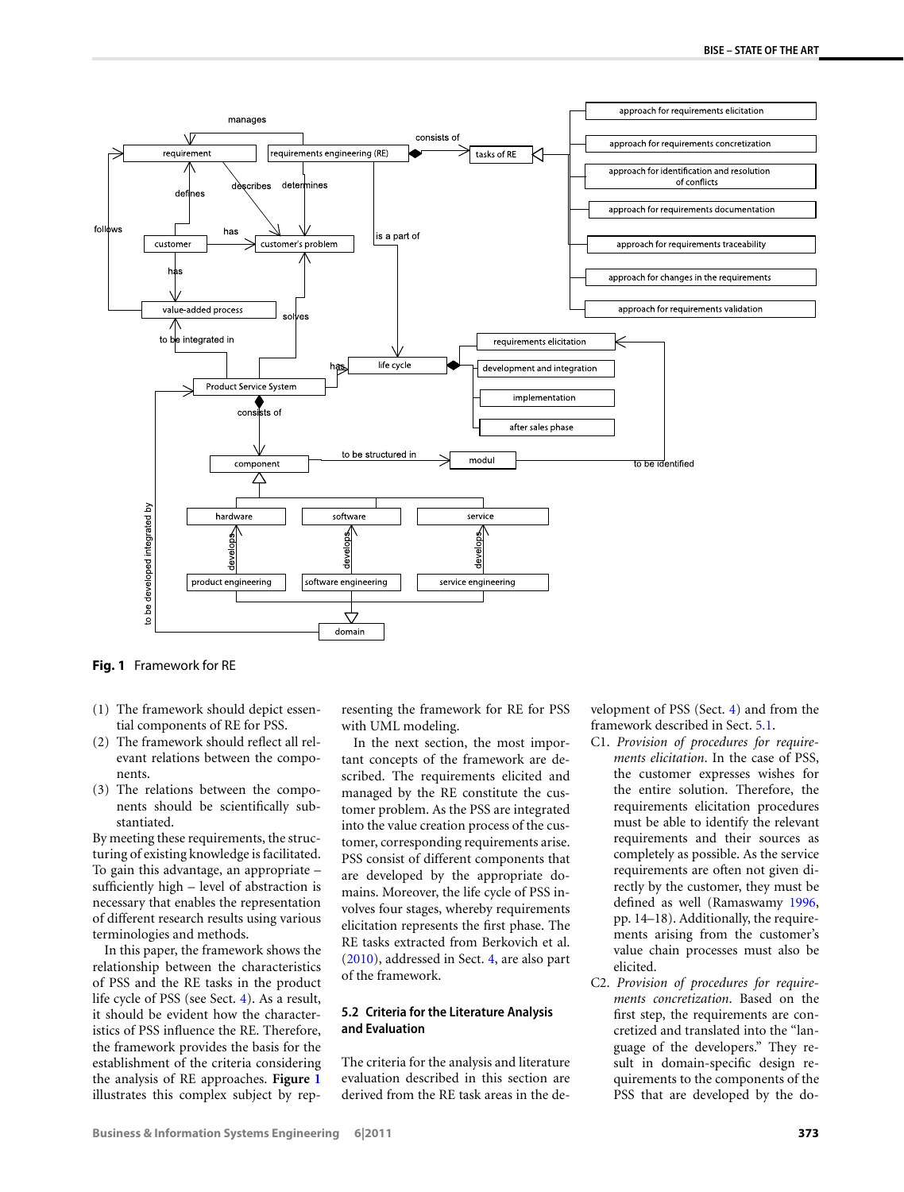**Fig. 1** Framework for RE

(1) The framework should depict essential components of RE for PSS.
(2) The framework should reflect all relevant relations between the components.
(3) The relations between the components should be scientifically substantiated.

By meeting these requirements, the structuring of existing knowledge is facilitated. To gain this advantage, an appropriate – sufficiently high – level of abstraction is necessary that enables the representation of different research results using various terminologies and methods.

In this paper, the framework shows the relationship between the characteristics of PSS and the RE tasks in the product life cycle of PSS (see Sect. 4). As a result, it should be evident how the characteristics of PSS influence the RE. Therefore, the framework provides the basis for the establishment of the criteria considering the analysis of RE approaches. **Figure 1** illustrates this complex subject by representing the framework for RE for PSS with UML modeling.

In the next section, the most important concepts of the framework are described. The requirements elicited and managed by the RE constitute the customer problem. As the PSS are integrated into the value creation process of the customer, corresponding requirements arise. PSS consist of different components that are developed by the appropriate domains. Moreover, the life cycle of PSS involves four stages, whereby requirements elicitation represents the first phase. The RE tasks extracted from Berkovich et al. (2010), addressed in Sect. 4, are also part of the framework.

## 5.2 Criteria for the Literature Analysis and Evaluation

The criteria for the analysis and literature evaluation described in this section are derived from the RE task areas in the development of PSS (Sect. 4) and from the framework described in Sect. 5.1.

C1. *Provision of procedures for requirements elicitation.* In the case of PSS, the customer expresses wishes for the entire solution. Therefore, the requirements elicitation procedures must be able to identify the relevant requirements and their sources as completely as possible. As the service requirements are often not given directly by the customer, they must be defined as well (Ramaswamy 1996, pp. 14–18). Additionally, the requirements arising from the customer's value chain processes must also be elicited.

C2. *Provision of procedures for requirements concretization.* Based on the first step, the requirements are concretized and translated into the "language of the developers." They result in domain-specific design requirements to the components of the PSS that are developed by the do-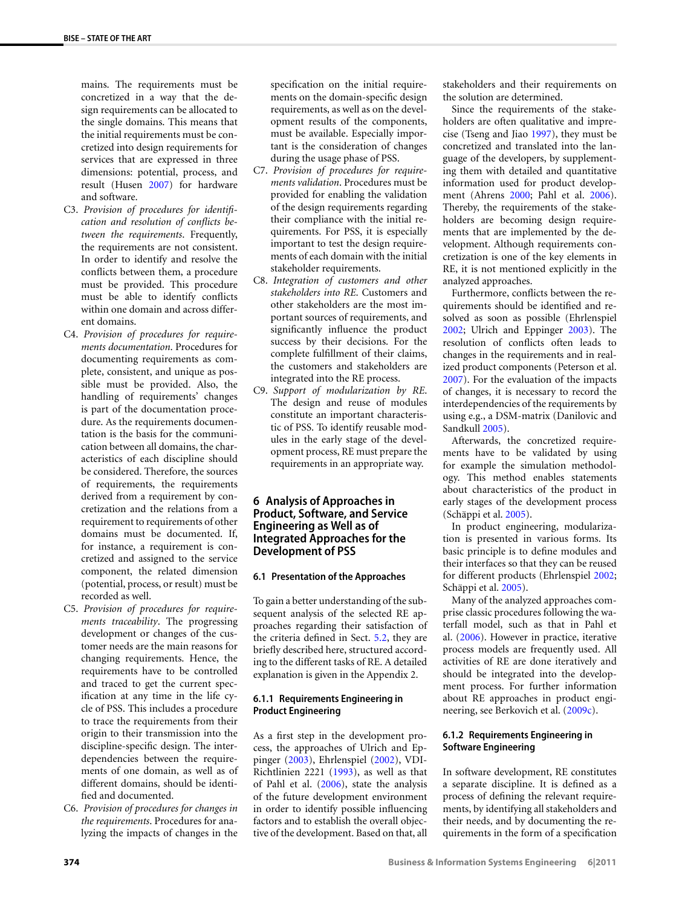mains. The requirements must be concretized in a way that the design requirements can be allocated to the single domains. This means that the initial requirements must be concretized into design requirements for services that are expressed in three dimensions: potential, process, and result (Husen 2007) for hardware and software.

C3. *Provision of procedures for identification and resolution of conflicts between the requirements*. Frequently, the requirements are not consistent. In order to identify and resolve the conflicts between them, a procedure must be provided. This procedure must be able to identify conflicts within one domain and across different domains.

C4. *Provision of procedures for requirements documentation*. Procedures for documenting requirements as complete, consistent, and unique as possible must be provided. Also, the handling of requirements' changes is part of the documentation procedure. As the requirements documentation is the basis for the communication between all domains, the characteristics of each discipline should be considered. Therefore, the sources of requirements, the requirements derived from a requirement by concretization and the relations from a requirement to requirements of other domains must be documented. If, for instance, a requirement is concretized and assigned to the service component, the related dimension (potential, process, or result) must be recorded as well.

C5. *Provision of procedures for requirements traceability*. The progressing development or changes of the customer needs are the main reasons for changing requirements. Hence, the requirements have to be controlled and traced to get the current specification at any time in the life cycle of PSS. This includes a procedure to trace the requirements from their origin to their transmission into the discipline-specific design. The interdependencies between the requirements of one domain, as well as of different domains, should be identified and documented.

C6. *Provision of procedures for changes in the requirements*. Procedures for analyzing the impacts of changes in the specification on the initial requirements on the domain-specific design requirements, as well as on the development results of the components, must be available. Especially important is the consideration of changes during the usage phase of PSS.

C7. *Provision of procedures for requirements validation*. Procedures must be provided for enabling the validation of the design requirements regarding their compliance with the initial requirements. For PSS, it is especially important to test the design requirements of each domain with the initial stakeholder requirements.

C8. *Integration of customers and other stakeholders into RE*. Customers and other stakeholders are the most important sources of requirements, and significantly influence the product success by their decisions. For the complete fulfillment of their claims, the customers and stakeholders are integrated into the RE process.

C9. *Support of modularization by RE*. The design and reuse of modules constitute an important characteristic of PSS. To identify reusable modules in the early stage of the development process, RE must prepare the requirements in an appropriate way.

## 6 Analysis of Approaches in Product, Software, and Service Engineering as Well as of Integrated Approaches for the Development of PSS

### 6.1 Presentation of the Approaches

To gain a better understanding of the subsequent analysis of the selected RE approaches regarding their satisfaction of the criteria defined in Sect. 5.2, they are briefly described here, structured according to the different tasks of RE. A detailed explanation is given in the Appendix 2.

#### 6.1.1 Requirements Engineering in Product Engineering

As a first step in the development process, the approaches of Ulrich and Eppinger (2003), Ehrlenspiel (2002), VDI-Richtlinien 2221 (1993), as well as that of Pahl et al. (2006), state the analysis of the future development environment in order to identify possible influencing factors and to establish the overall objective of the development. Based on that, all stakeholders and their requirements on the solution are determined.

Since the requirements of the stakeholders are often qualitative and imprecise (Tseng and Jiao 1997), they must be concretized and translated into the language of the developers, by supplementing them with detailed and quantitative information used for product development (Ahrens 2000; Pahl et al. 2006). Thereby, the requirements of the stakeholders are becoming design requirements that are implemented by the development. Although requirements concretization is one of the key elements in RE, it is not mentioned explicitly in the analyzed approaches.

Furthermore, conflicts between the requirements should be identified and resolved as soon as possible (Ehrlenspiel 2002; Ulrich and Eppinger 2003). The resolution of conflicts often leads to changes in the requirements and in realized product components (Peterson et al. 2007). For the evaluation of the impacts of changes, it is necessary to record the interdependencies of the requirements by using e.g., a DSM-matrix (Danilovic and Sandkull 2005).

Afterwards, the concretized requirements have to be validated by using for example the simulation methodology. This method enables statements about characteristics of the product in early stages of the development process (Schäppi et al. 2005).

In product engineering, modularization is presented in various forms. Its basic principle is to define modules and their interfaces so that they can be reused for different products (Ehrlenspiel 2002; Schäppi et al. 2005).

Many of the analyzed approaches comprise classic procedures following the waterfall model, such as that in Pahl et al. (2006). However in practice, iterative process models are frequently used. All activities of RE are done iteratively and should be integrated into the development process. For further information about RE approaches in product engineering, see Berkovich et al. (2009c).

#### 6.1.2 Requirements Engineering in Software Engineering

In software development, RE constitutes a separate discipline. It is defined as a process of defining the relevant requirements, by identifying all stakeholders and their needs, and by documenting the requirements in the form of a specification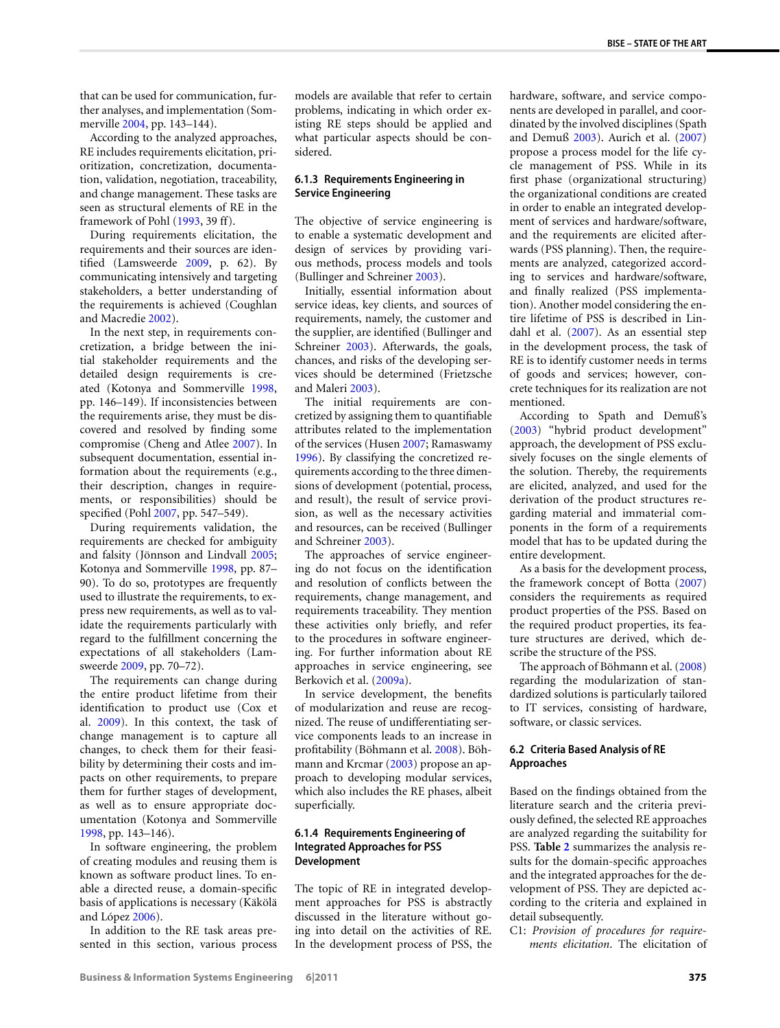that can be used for communication, further analyses, and implementation (Sommerville 2004, pp. 143–144).

According to the analyzed approaches, RE includes requirements elicitation, prioritization, concretization, documentation, validation, negotiation, traceability, and change management. These tasks are seen as structural elements of RE in the framework of Pohl (1993, 39 ff).

During requirements elicitation, the requirements and their sources are identified (Lamsweerde 2009, p. 62). By communicating intensively and targeting stakeholders, a better understanding of the requirements is achieved (Coughlan and Macredie 2002).

In the next step, in requirements concretization, a bridge between the initial stakeholder requirements and the detailed design requirements is created (Kotonya and Sommerville 1998, pp. 146–149). If inconsistencies between the requirements arise, they must be discovered and resolved by finding some compromise (Cheng and Atlee 2007). In subsequent documentation, essential information about the requirements (e.g., their description, changes in requirements, or responsibilities) should be specified (Pohl 2007, pp. 547–549).

During requirements validation, the requirements are checked for ambiguity and falsity (Jönnson and Lindvall 2005; Kotonya and Sommerville 1998, pp. 87–90). To do so, prototypes are frequently used to illustrate the requirements, to express new requirements, as well as to validate the requirements particularly with regard to the fulfillment concerning the expectations of all stakeholders (Lamsweerde 2009, pp. 70–72).

The requirements can change during the entire product lifetime from their identification to product use (Cox et al. 2009). In this context, the task of change management is to capture all changes, to check them for their feasibility by determining their costs and impacts on other requirements, to prepare them for further stages of development, as well as to ensure appropriate documentation (Kotonya and Sommerville 1998, pp. 143–146).

In software engineering, the problem of creating modules and reusing them is known as software product lines. To enable a directed reuse, a domain-specific basis of applications is necessary (Käkölä and López 2006).

In addition to the RE task areas presented in this section, various process models are available that refer to certain problems, indicating in which order existing RE steps should be applied and what particular aspects should be considered.

### 6.1.3 Requirements Engineering in Service Engineering

The objective of service engineering is to enable a systematic development and design of services by providing various methods, process models and tools (Bullinger and Schreiner 2003).

Initially, essential information about service ideas, key clients, and sources of requirements, namely, the customer and the supplier, are identified (Bullinger and Schreiner 2003). Afterwards, the goals, chances, and risks of the developing services should be determined (Frietzsche and Maleri 2003).

The initial requirements are concretized by assigning them to quantifiable attributes related to the implementation of the services (Husen 2007; Ramaswamy 1996). By classifying the concretized requirements according to the three dimensions of development (potential, process, and result), the result of service provision, as well as the necessary activities and resources, can be received (Bullinger and Schreiner 2003).

The approaches of service engineering do not focus on the identification and resolution of conflicts between the requirements, change management, and requirements traceability. They mention these activities only briefly, and refer to the procedures in software engineering. For further information about RE approaches in service engineering, see Berkovich et al. (2009a).

In service development, the benefits of modularization and reuse are recognized. The reuse of undifferentiating service components leads to an increase in profitability (Böhmann et al. 2008). Böhmann and Krcmar (2003) propose an approach to developing modular services, which also includes the RE phases, albeit superficially.

### 6.1.4 Requirements Engineering of Integrated Approaches for PSS Development

The topic of RE in integrated development approaches for PSS is abstractly discussed in the literature without going into detail on the activities of RE. In the development process of PSS, the hardware, software, and service components are developed in parallel, and coordinated by the involved disciplines (Spath and Demuß 2003). Aurich et al. (2007) propose a process model for the life cycle management of PSS. While in its first phase (organizational structuring) the organizational conditions are created in order to enable an integrated development of services and hardware/software, and the requirements are elicited afterwards (PSS planning). Then, the requirements are analyzed, categorized according to services and hardware/software, and finally realized (PSS implementation). Another model considering the entire lifetime of PSS is described in Lindahl et al. (2007). As an essential step in the development process, the task of RE is to identify customer needs in terms of goods and services; however, concrete techniques for its realization are not mentioned.

According to Spath and Demuß's (2003) "hybrid product development" approach, the development of PSS exclusively focuses on the single elements of the solution. Thereby, the requirements are elicited, analyzed, and used for the derivation of the product structures regarding material and immaterial components in the form of a requirements model that has to be updated during the entire development.

As a basis for the development process, the framework concept of Botta (2007) considers the requirements as required product properties of the PSS. Based on the required product properties, its feature structures are derived, which describe the structure of the PSS.

The approach of Böhmann et al. (2008) regarding the modularization of standardized solutions is particularly tailored to IT services, consisting of hardware, software, or classic services.

## 6.2 Criteria Based Analysis of RE Approaches

Based on the findings obtained from the literature search and the criteria previously defined, the selected RE approaches are analyzed regarding the suitability for PSS. **Table 2** summarizes the analysis results for the domain-specific approaches and the integrated approaches for the development of PSS. They are depicted according to the criteria and explained in detail subsequently.

C1: *Provision of procedures for requirements elicitation*. The elicitation of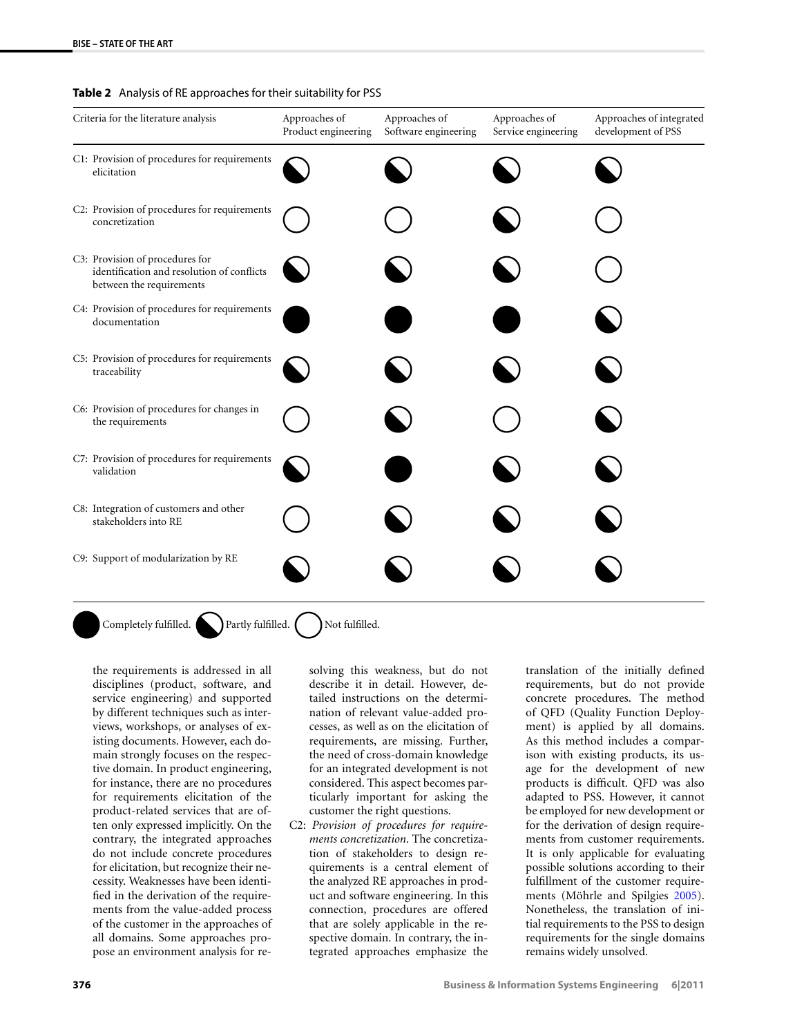**Table 2** Analysis of RE approaches for their suitability for PSS

| Criteria for the literature analysis | Approaches of Product engineering | Approaches of Software engineering | Approaches of Service engineering | Approaches of integrated development of PSS |
|---|---|---|---|---|
| C1: Provision of procedures for requirements elicitation | Partly fulfilled | Partly fulfilled | Partly fulfilled | Partly fulfilled |
| C2: Provision of procedures for requirements concretization | Not fulfilled | Not fulfilled | Partly fulfilled | Not fulfilled |
| C3: Provision of procedures for identification and resolution of conflicts between the requirements | Partly fulfilled | Partly fulfilled | Partly fulfilled | Not fulfilled |
| C4: Provision of procedures for requirements documentation | Completely fulfilled | Completely fulfilled | Completely fulfilled | Partly fulfilled |
| C5: Provision of procedures for requirements traceability | Partly fulfilled | Partly fulfilled | Partly fulfilled | Partly fulfilled |
| C6: Provision of procedures for changes in the requirements | Not fulfilled | Partly fulfilled | Not fulfilled | Partly fulfilled |
| C7: Provision of procedures for requirements validation | Partly fulfilled | Completely fulfilled | Partly fulfilled | Partly fulfilled |
| C8: Integration of customers and other stakeholders into RE | Not fulfilled | Partly fulfilled | Partly fulfilled | Partly fulfilled |
| C9: Support of modularization by RE | Partly fulfilled | Partly fulfilled | Partly fulfilled | Partly fulfilled |

Completely fulfilled. Partly fulfilled. Not fulfilled.

the requirements is addressed in all disciplines (product, software, and service engineering) and supported by different techniques such as interviews, workshops, or analyses of existing documents. However, each domain strongly focuses on the respective domain. In product engineering, for instance, there are no procedures for requirements elicitation of the product-related services that are often only expressed implicitly. On the contrary, the integrated approaches do not include concrete procedures for elicitation, but recognize their necessity. Weaknesses have been identified in the derivation of the requirements from the value-added process of the customer in the approaches of all domains. Some approaches propose an environment analysis for resolving this weakness, but do not describe it in detail. However, detailed instructions on the determination of relevant value-added processes, as well as on the elicitation of requirements, are missing. Further, the need of cross-domain knowledge for an integrated development is not considered. This aspect becomes particularly important for asking the customer the right questions.

C2: *Provision of procedures for requirements concretization*. The concretization of stakeholders to design requirements is a central element of the analyzed RE approaches in product and software engineering. In this connection, procedures are offered that are solely applicable in the respective domain. In contrary, the integrated approaches emphasize the translation of the initially defined requirements, but do not provide concrete procedures. The method of QFD (Quality Function Deployment) is applied by all domains. As this method includes a comparison with existing products, its usage for the development of new products is difficult. QFD was also adapted to PSS. However, it cannot be employed for new development or for the derivation of design requirements from customer requirements. It is only applicable for evaluating possible solutions according to their fulfillment of the customer requirements (Möhrle and Spilgies 2005). Nonetheless, the translation of initial requirements to the PSS to design requirements for the single domains remains widely unsolved.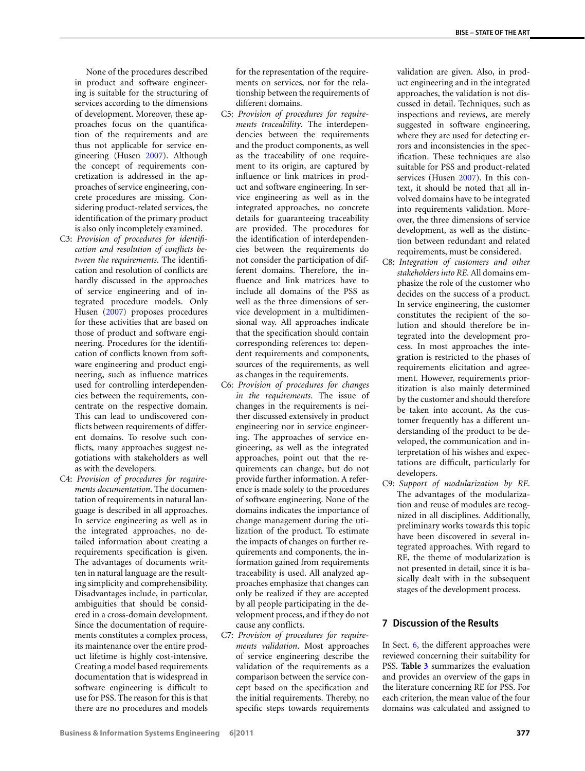None of the procedures described in product and software engineering is suitable for the structuring of services according to the dimensions of development. Moreover, these approaches focus on the quantification of the requirements and are thus not applicable for service engineering (Husen 2007). Although the concept of requirements concretization is addressed in the approaches of service engineering, concrete procedures are missing. Considering product-related services, the identification of the primary product is also only incompletely examined.

C3: *Provision of procedures for identification and resolution of conflicts between the requirements*. The identification and resolution of conflicts are hardly discussed in the approaches of service engineering and of integrated procedure models. Only Husen (2007) proposes procedures for these activities that are based on those of product and software engineering. Procedures for the identification of conflicts known from software engineering and product engineering, such as influence matrices used for controlling interdependencies between the requirements, concentrate on the respective domain. This can lead to undiscovered conflicts between requirements of different domains. To resolve such conflicts, many approaches suggest negotiations with stakeholders as well as with the developers.

C4: *Provision of procedures for requirements documentation*. The documentation of requirements in natural language is described in all approaches. In service engineering as well as in the integrated approaches, no detailed information about creating a requirements specification is given. The advantages of documents written in natural language are the resulting simplicity and comprehensibility. Disadvantages include, in particular, ambiguities that should be considered in a cross-domain development. Since the documentation of requirements constitutes a complex process, its maintenance over the entire product lifetime is highly cost-intensive. Creating a model based requirements documentation that is widespread in software engineering is difficult to use for PSS. The reason for this is that there are no procedures and models for the representation of the requirements on services, nor for the relationship between the requirements of different domains.

C5: *Provision of procedures for requirements traceability*. The interdependencies between the requirements and the product components, as well as the traceability of one requirement to its origin, are captured by influence or link matrices in product and software engineering. In service engineering as well as in the integrated approaches, no concrete details for guaranteeing traceability are provided. The procedures for the identification of interdependencies between the requirements do not consider the participation of different domains. Therefore, the influence and link matrices have to include all domains of the PSS as well as the three dimensions of service development in a multidimensional way. All approaches indicate that the specification should contain corresponding references to: dependent requirements and components, sources of the requirements, as well as changes in the requirements.

C6: *Provision of procedures for changes in the requirements*. The issue of changes in the requirements is neither discussed extensively in product engineering nor in service engineering. The approaches of service engineering, as well as the integrated approaches, point out that the requirements can change, but do not provide further information. A reference is made solely to the procedures of software engineering. None of the domains indicates the importance of change management during the utilization of the product. To estimate the impacts of changes on further requirements and components, the information gained from requirements traceability is used. All analyzed approaches emphasize that changes can only be realized if they are accepted by all people participating in the development process, and if they do not cause any conflicts.

C7: *Provision of procedures for requirements validation*. Most approaches of service engineering describe the validation of the requirements as a comparison between the service concept based on the specification and the initial requirements. Thereby, no specific steps towards requirements validation are given. Also, in product engineering and in the integrated approaches, the validation is not discussed in detail. Techniques, such as inspections and reviews, are merely suggested in software engineering, where they are used for detecting errors and inconsistencies in the specification. These techniques are also suitable for PSS and product-related services (Husen 2007). In this context, it should be noted that all involved domains have to be integrated into requirements validation. Moreover, the three dimensions of service development, as well as the distinction between redundant and related requirements, must be considered.

C8: *Integration of customers and other stakeholders into RE*. All domains emphasize the role of the customer who decides on the success of a product. In service engineering, the customer constitutes the recipient of the solution and should therefore be integrated into the development process. In most approaches the integration is restricted to the phases of requirements elicitation and agreement. However, requirements prioritization is also mainly determined by the customer and should therefore be taken into account. As the customer frequently has a different understanding of the product to be developed, the communication and interpretation of his wishes and expectations are difficult, particularly for developers.

C9: *Support of modularization by RE*. The advantages of the modularization and reuse of modules are recognized in all disciplines. Additionally, preliminary works towards this topic have been discovered in several integrated approaches. With regard to RE, the theme of modularization is not presented in detail, since it is basically dealt with in the subsequent stages of the development process.

## 7 Discussion of the Results

In Sect. 6, the different approaches were reviewed concerning their suitability for PSS. **Table 3** summarizes the evaluation and provides an overview of the gaps in the literature concerning RE for PSS. For each criterion, the mean value of the four domains was calculated and assigned to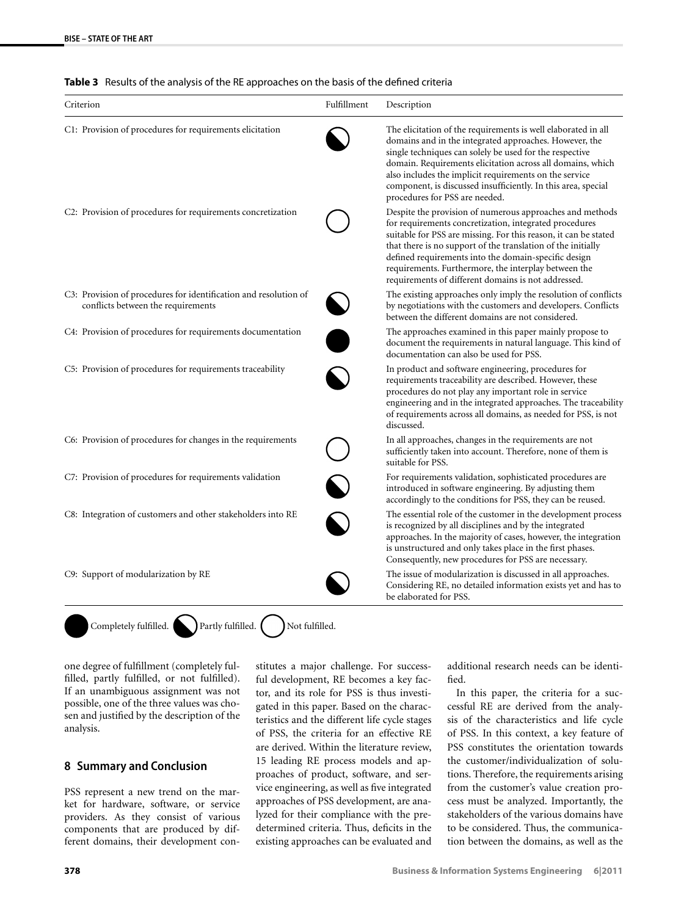**Table 3** Results of the analysis of the RE approaches on the basis of the defined criteria

| Criterion | Fulfillment | Description |
|---|---|---|
| C1: Provision of procedures for requirements elicitation | Partly fulfilled | The elicitation of the requirements is well elaborated in all domains and in the integrated approaches. However, the single techniques can solely be used for the respective domain. Requirements elicitation across all domains, which also includes the implicit requirements on the service component, is discussed insufficiently. In this area, special procedures for PSS are needed. |
| C2: Provision of procedures for requirements concretization | Not fulfilled | Despite the provision of numerous approaches and methods for requirements concretization, integrated procedures suitable for PSS are missing. For this reason, it can be stated that there is no support of the translation of the initially defined requirements into the domain-specific design requirements. Furthermore, the interplay between the requirements of different domains is not addressed. |
| C3: Provision of procedures for identification and resolution of conflicts between the requirements | Partly fulfilled | The existing approaches only imply the resolution of conflicts by negotiations with the customers and developers. Conflicts between the different domains are not considered. |
| C4: Provision of procedures for requirements documentation | Completely fulfilled | The approaches examined in this paper mainly propose to document the requirements in natural language. This kind of documentation can also be used for PSS. |
| C5: Provision of procedures for requirements traceability | Partly fulfilled | In product and software engineering, procedures for requirements traceability are described. However, these procedures do not play any important role in service engineering and in the integrated approaches. The traceability of requirements across all domains, as needed for PSS, is not discussed. |
| C6: Provision of procedures for changes in the requirements | Not fulfilled | In all approaches, changes in the requirements are not sufficiently taken into account. Therefore, none of them is suitable for PSS. |
| C7: Provision of procedures for requirements validation | Partly fulfilled | For requirements validation, sophisticated procedures are introduced in software engineering. By adjusting them accordingly to the conditions for PSS, they can be reused. |
| C8: Integration of customers and other stakeholders into RE | Partly fulfilled | The essential role of the customer in the development process is recognized by all disciplines and by the integrated approaches. In the majority of cases, however, the integration is unstructured and only takes place in the first phases. Consequently, new procedures for PSS are necessary. |
| C9: Support of modularization by RE | Partly fulfilled | The issue of modularization is discussed in all approaches. Considering RE, no detailed information exists yet and has to be elaborated for PSS. |

● Completely fulfilled. ◔ Partly fulfilled. ○ Not fulfilled.

one degree of fulfillment (completely fulfilled, partly fulfilled, or not fulfilled). If an unambiguous assignment was not possible, one of the three values was chosen and justified by the description of the analysis.

## 8 Summary and Conclusion

PSS represent a new trend on the market for hardware, software, or service providers. As they consist of various components that are produced by different domains, their development constitutes a major challenge. For successful development, RE becomes a key factor, and its role for PSS is thus investigated in this paper. Based on the characteristics and the different life cycle stages of PSS, the criteria for an effective RE are derived. Within the literature review, 15 leading RE process models and approaches of product, software, and service engineering, as well as five integrated approaches of PSS development, are analyzed for their compliance with the predetermined criteria. Thus, deficits in the existing approaches can be evaluated and additional research needs can be identified.

In this paper, the criteria for a successful RE are derived from the analysis of the characteristics and life cycle of PSS. In this context, a key feature of PSS constitutes the orientation towards the customer/individualization of solutions. Therefore, the requirements arising from the customer's value creation process must be analyzed. Importantly, the stakeholders of the various domains have to be considered. Thus, the communication between the domains, as well as the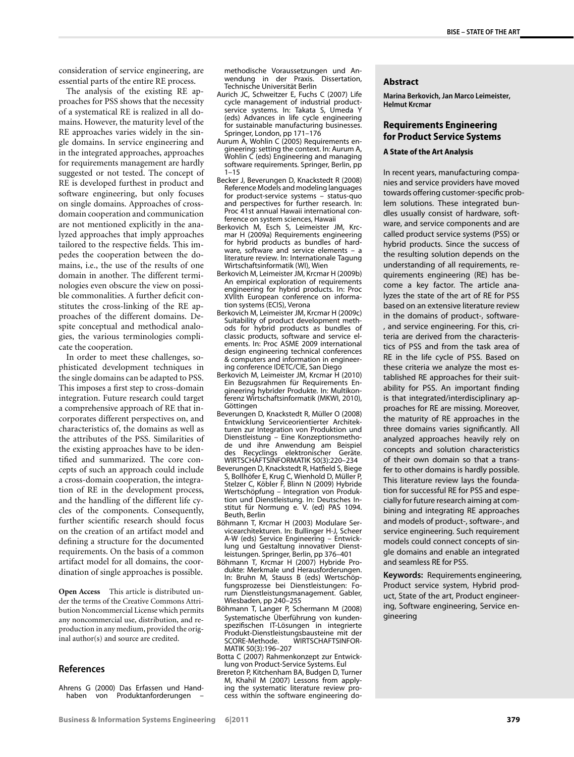consideration of service engineering, are essential parts of the entire RE process.

The analysis of the existing RE approaches for PSS shows that the necessity of a systematical RE is realized in all domains. However, the maturity level of the RE approaches varies widely in the single domains. In service engineering and in the integrated approaches, approaches for requirements management are hardly suggested or not tested. The concept of RE is developed furthest in product and software engineering, but only focuses on single domains. Approaches of cross-domain cooperation and communication are not mentioned explicitly in the analyzed approaches that imply approaches tailored to the respective fields. This impedes the cooperation between the domains, i.e., the use of the results of one domain in another. The different terminologies even obscure the view on possible commonalities. A further deficit constitutes the cross-linking of the RE approaches of the different domains. Despite conceptual and methodical analogies, the various terminologies complicate the cooperation.

In order to meet these challenges, sophisticated development techniques in the single domains can be adapted to PSS. This imposes a first step to cross-domain integration. Future research could target a comprehensive approach of RE that incorporates different perspectives on, and characteristics of, the domains as well as the attributes of the PSS. Similarities of the existing approaches have to be identified and summarized. The core concepts of such an approach could include a cross-domain cooperation, the integration of RE in the development process, and the handling of the different life cycles of the components. Consequently, further scientific research should focus on the creation of an artifact model and defining a structure for the documented requirements. On the basis of a common artifact model for all domains, the coordination of single approaches is possible.

**Open Access** This article is distributed under the terms of the Creative Commons Attribution Noncommercial License which permits any noncommercial use, distribution, and reproduction in any medium, provided the original author(s) and source are credited.

## References

Ahrens G (2000) Das Erfassen und Handhaben von Produktanforderungen – methodische Voraussetzungen und Anwendung in der Praxis. Dissertation, Technische Universität Berlin

Aurich JC, Schweitzer E, Fuchs C (2007) Life cycle management of industrial product-service systems. In: Takata S, Umeda Y (eds) Advances in life cycle engineering for sustainable manufacturing businesses. Springer, London, pp 171–176

Aurum A, Wohlin C (2005) Requirements engineering: setting the context. In: Aurum A, Wohlin C (eds) Engineering and managing software requirements. Springer, Berlin, pp 1–15

Becker J, Beverungen D, Knackstedt R (2008) Reference Models and modeling languages for product-service systems – status-quo and perspectives for further research. In: Proc 41st annual Hawaii international conference on system sciences, Hawaii

Berkovich M, Esch S, Leimeister JM, Krcmar H (2009a) Requirements engineering for hybrid products as bundles of hardware, software and service elements – a literature review. In: Internationale Tagung Wirtschaftsinformatik (WI), Wien

Berkovich M, Leimeister JM, Krcmar H (2009b) An empirical exploration of requirements engineering for hybrid products. In: Proc XVIIth European conference on information systems (ECIS), Verona

Berkovich M, Leimeister JM, Krcmar H (2009c) Suitability of product development methods for hybrid products as bundles of classic products, software and service elements. In: Proc ASME 2009 international design engineering technical conferences & computers and information in engineering conference IDETC/CIE, San Diego

Berkovich M, Leimeister JM, Krcmar H (2010) Ein Bezugsrahmen für Requirements Engineering hybrider Produkte. In: Multikonferenz Wirtschaftsinformatik (MKWI, 2010), Göttingen

Beverungen D, Knackstedt R, Müller O (2008) Entwicklung Serviceorientierter Architekturen zur Integration von Produktion und Dienstleistung – Eine Konzeptionsmethode und ihre Anwendung am Beispiel des Recyclings elektronischer Geräte. WIRTSCHAFTSINFORMATIK 50(3):220–234

Beverungen D, Knackstedt R, Hatfield S, Biege S, Bollhöfer E, Krug C, Wienhold D, Müller P, Stelzer C, Köbler F, Blinn N (2009) Hybride Wertschöpfung – Integration von Produktion und Dienstleistung. In: Deutsches Institut für Normung e. V. (ed) PAS 1094. Beuth, Berlin

Böhmann T, Krcmar H (2003) Modulare Servicearchitekturen. In: Bullinger H-J, Scheer A-W (eds) Service Engineering – Entwicklung und Gestaltung innovativer Dienstleistungen. Springer, Berlin, pp 376–401

Böhmann T, Krcmar H (2007) Hybride Produkte: Merkmale und Herausforderungen. In: Bruhn M, Stauss B (eds) Wertschöpfungsprozesse bei Dienstleistungen: Forum Dienstleistungsmanagement. Gabler, Wiesbaden, pp 240–255

Böhmann T, Langer P, Schermann M (2008) Systematische Überführung von kundenspezifischen IT-Lösungen in integrierte Produkt-Dienstleistungsbausteine mit der SCORE-Methode. WIRTSCHAFTSINFORMATIK 50(3):196–207

Botta C (2007) Rahmenkonzept zur Entwicklung von Product-Service Systems. Eul

Brereton P, Kitchenham BA, Budgen D, Turner M, Khahil M (2007) Lessons from applying the systematic literature review process within the software engineering do-

### Abstract

**Marina Berkovich, Jan Marco Leimeister, Helmut Krcmar**

### Requirements Engineering for Product Service Systems

**A State of the Art Analysis**

In recent years, manufacturing companies and service providers have moved towards offering customer-specific problem solutions. These integrated bundles usually consist of hardware, software, and service components and are called product service systems (PSS) or hybrid products. Since the success of the resulting solution depends on the understanding of all requirements, requirements engineering (RE) has become a key factor. The article analyzes the state of the art of RE for PSS based on an extensive literature review in the domains of product-, software-, and service engineering. For this, criteria are derived from the characteristics of PSS and from the task area of RE in the life cycle of PSS. Based on these criteria we analyze the most established RE approaches for their suitability for PSS. An important finding is that integrated/interdisciplinary approaches for RE are missing. Moreover, the maturity of RE approaches in the three domains varies significantly. All analyzed approaches heavily rely on concepts and solution characteristics of their own domain so that a transfer to other domains is hardly possible. This literature review lays the foundation for successful RE for PSS and especially for future research aiming at combining and integrating RE approaches and models of product-, software-, and service engineering. Such requirement models could connect concepts of single domains and enable an integrated and seamless RE for PSS.

**Keywords:** Requirements engineering, Product service system, Hybrid product, State of the art, Product engineering, Software engineering, Service engineering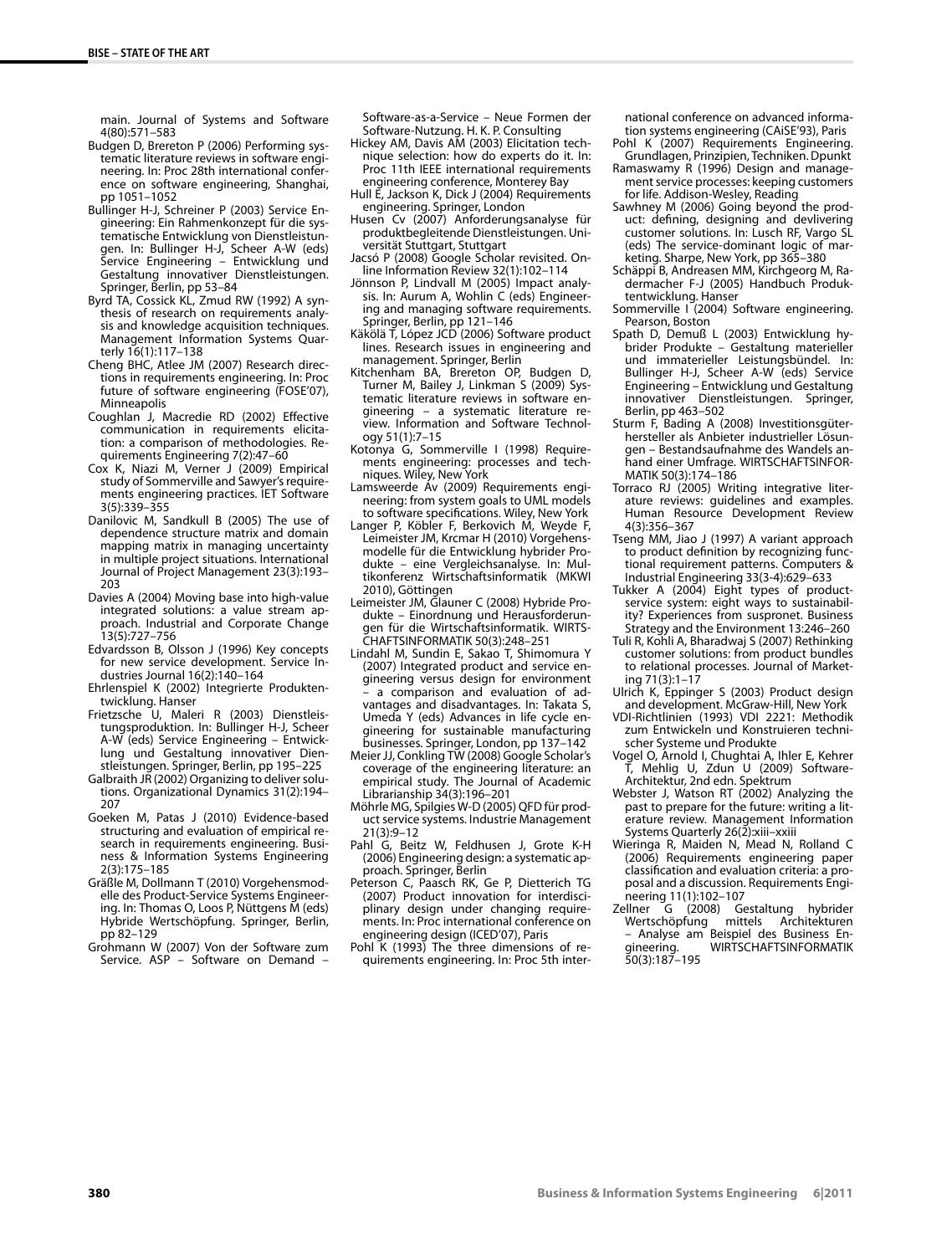main. Journal of Systems and Software 4(80):571–583

Budgen D, Brereton P (2006) Performing systematic literature reviews in software engineering. In: Proc 28th international conference on software engineering, Shanghai, pp 1051–1052

Bullinger H-J, Schreiner P (2003) Service Engineering: Ein Rahmenkonzept für die systematische Entwicklung von Dienstleistungen. In: Bullinger H-J, Scheer A-W (eds) Service Engineering – Entwicklung und Gestaltung innovativer Dienstleistungen. Springer, Berlin, pp 53–84

Byrd TA, Cossick KL, Zmud RW (1992) A synthesis of research on requirements analysis and knowledge acquisition techniques. Management Information Systems Quarterly 16(1):117–138

Cheng BHC, Atlee JM (2007) Research directions in requirements engineering. In: Proc future of software engineering (FOSE'07), Minneapolis

Coughlan J, Macredie RD (2002) Effective communication in requirements elicitation: a comparison of methodologies. Requirements Engineering 7(2):47–60

Cox K, Niazi M, Verner J (2009) Empirical study of Sommerville and Sawyer's requirements engineering practices. IET Software 3(5):339–355

Danilovic M, Sandkull B (2005) The use of dependence structure matrix and domain mapping matrix in managing uncertainty in multiple project situations. International Journal of Project Management 23(3):193–203

Davies A (2004) Moving base into high-value integrated solutions: a value stream approach. Industrial and Corporate Change 13(5):727–756

Edvardsson B, Olsson J (1996) Key concepts for new service development. Service Industries Journal 16(2):140–164

Ehrlenspiel K (2002) Integrierte Produktentwicklung. Hanser

Frietzsche U, Maleri R (2003) Dienstleistungsproduktion. In: Bullinger H-J, Scheer A-W (eds) Service Engineering – Entwicklung und Gestaltung innovativer Dienstleistungen. Springer, Berlin, pp 195–225

Galbraith JR (2002) Organizing to deliver solutions. Organizational Dynamics 31(2):194–207

Goeken M, Patas J (2010) Evidence-based structuring and evaluation of empirical research in requirements engineering. Business & Information Systems Engineering 2(3):175–185

Gräßle M, Dollmann T (2010) Vorgehensmodelle des Product-Service Systems Engineering. In: Thomas O, Loos P, Nüttgens M (eds) Hybride Wertschöpfung. Springer, Berlin, pp 82–129

Grohmann W (2007) Von der Software zum Service. ASP – Software on Demand – Software-as-a-Service – Neue Formen der Software-Nutzung. H. K. P. Consulting

Hickey AM, Davis AM (2003) Elicitation technique selection: how do experts do it. In: Proc 11th IEEE international requirements engineering conference, Monterey Bay

Hull E, Jackson K, Dick J (2004) Requirements engineering. Springer, London

Husen Cv (2007) Anforderungsanalyse für produktbegleitende Dienstleistungen. Universität Stuttgart, Stuttgart

Jacsó P (2008) Google Scholar revisited. Online Information Review 32(1):102–114

Jönnson P, Lindvall M (2005) Impact analysis. In: Aurum A, Wohlin C (eds) Engineering and managing software requirements. Springer, Berlin, pp 121–146

Käkölä T, López JCD (2006) Software product lines. Research issues in engineering and management. Springer, Berlin

Kitchenham BA, Brereton OP, Budgen D, Turner M, Bailey J, Linkman S (2009) Systematic literature reviews in software engineering – a systematic literature review. Information and Software Technology 51(1):7–15

Kotonya G, Sommerville I (1998) Requirements engineering: processes and techniques. Wiley, New York

Lamsweerde Av (2009) Requirements engineering: from system goals to UML models to software specifications. Wiley, New York

Langer P, Köbler F, Berkovich M, Weyde F, Leimeister JM, Krcmar H (2010) Vorgehensmodelle für die Entwicklung hybrider Produkte – eine Vergleichsanalyse. In: Multikonferenz Wirtschaftsinformatik (MKWI 2010), Göttingen

Leimeister JM, Glauner C (2008) Hybride Produkte – Einordnung und Herausforderungen für die Wirtschaftsinformatik. WIRTSCHAFTSINFORMATIK 50(3):248–251

Lindahl M, Sundin E, Sakao T, Shimomura Y (2007) Integrated product and service engineering versus design for environment – a comparison and evaluation of advantages and disadvantages. In: Takata S, Umeda Y (eds) Advances in life cycle engineering for sustainable manufacturing businesses. Springer, London, pp 137–142

Meier JJ, Conkling TW (2008) Google Scholar's coverage of the engineering literature: an empirical study. The Journal of Academic Librarianship 34(3):196–201

Möhrle MG, Spilgies W-D (2005) QFD für product service systems. Industrie Management 21(3):9–12

Pahl G, Beitz W, Feldhusen J, Grote K-H (2006) Engineering design: a systematic approach. Springer, Berlin

Peterson C, Paasch RK, Ge P, Dietterich TG (2007) Product innovation for interdisciplinary design under changing requirements. In: Proc international conference on engineering design (ICED'07), Paris

Pohl K (1993) The three dimensions of requirements engineering. In: Proc 5th international conference on advanced information systems engineering (CAiSE'93), Paris

Pohl K (2007) Requirements Engineering. Grundlagen, Prinzipien, Techniken. Dpunkt

Ramaswamy R (1996) Design and management service processes: keeping customers for life. Addison-Wesley, Reading

Sawhney M (2006) Going beyond the product: defining, designing and devlivering customer solutions. In: Lusch RF, Vargo SL (eds) The service-dominant logic of marketing. Sharpe, New York, pp 365–380

Schäppi B, Andreasen MM, Kirchgeorg M, Radermacher F-J (2005) Handbuch Produktentwicklung. Hanser

Sommerville I (2004) Software engineering. Pearson, Boston

Spath D, Demuß L (2003) Entwicklung hybrider Produkte – Gestaltung materieller und immaterieller Leistungsbündel. In: Bullinger H-J, Scheer A-W (eds) Service Engineering – Entwicklung und Gestaltung innovativer Dienstleistungen. Springer, Berlin, pp 463–502

Sturm F, Bading A (2008) Investitionsgüterhersteller als Anbieter industrieller Lösungen – Bestandsaufnahme des Wandels anhand einer Umfrage. WIRTSCHAFTSINFORMATIK 50(3):174–186

Torraco RJ (2005) Writing integrative literature reviews: guidelines and examples. Human Resource Development Review 4(3):356–367

Tseng MM, Jiao J (1997) A variant approach to product definition by recognizing functional requirement patterns. Computers & Industrial Engineering 33(3-4):629–633

Tukker A (2004) Eight types of product-service system: eight ways to sustainability? Experiences from suspronet. Business Strategy and the Environment 13:246–260

Tuli R, Kohli A, Bharadwaj S (2007) Rethinking customer solutions: from product bundles to relational processes. Journal of Marketing 71(3):1–17

Ulrich K, Eppinger S (2003) Product design and development. McGraw-Hill, New York

VDI-Richtlinien (1993) VDI 2221: Methodik zum Entwickeln und Konstruieren technischer Systeme und Produkte

Vogel O, Arnold I, Chughtai A, Ihler E, Kehrer T, Mehlig U, Zdun U (2009) Software-Architektur, 2nd edn. Spektrum

Webster J, Watson RT (2002) Analyzing the past to prepare for the future: writing a literature review. Management Information Systems Quarterly 26(2):xiii–xxiii

Wieringa R, Maiden N, Mead N, Rolland C (2006) Requirements engineering paper classification and evaluation criteria: a proposal and a discussion. Requirements Engineering 11(1):102–107

Zellner G (2008) Gestaltung hybrider Wertschöpfung mittels Architekturen – Analyse am Beispiel des Business Engineering. WIRTSCHAFTSINFORMATIK 50(3):187–195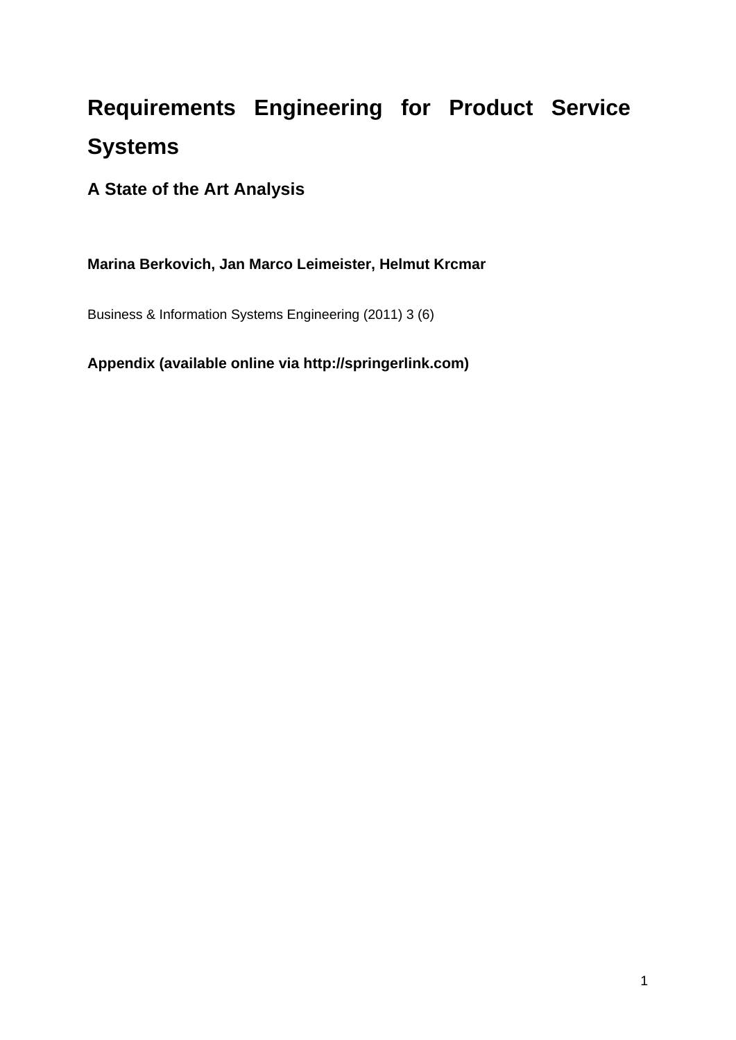# Requirements Engineering for Product Service Systems

## A State of the Art Analysis

**Marina Berkovich, Jan Marco Leimeister, Helmut Krcmar**

Business & Information Systems Engineering (2011) 3 (6)

**Appendix (available online via http://springerlink.com)**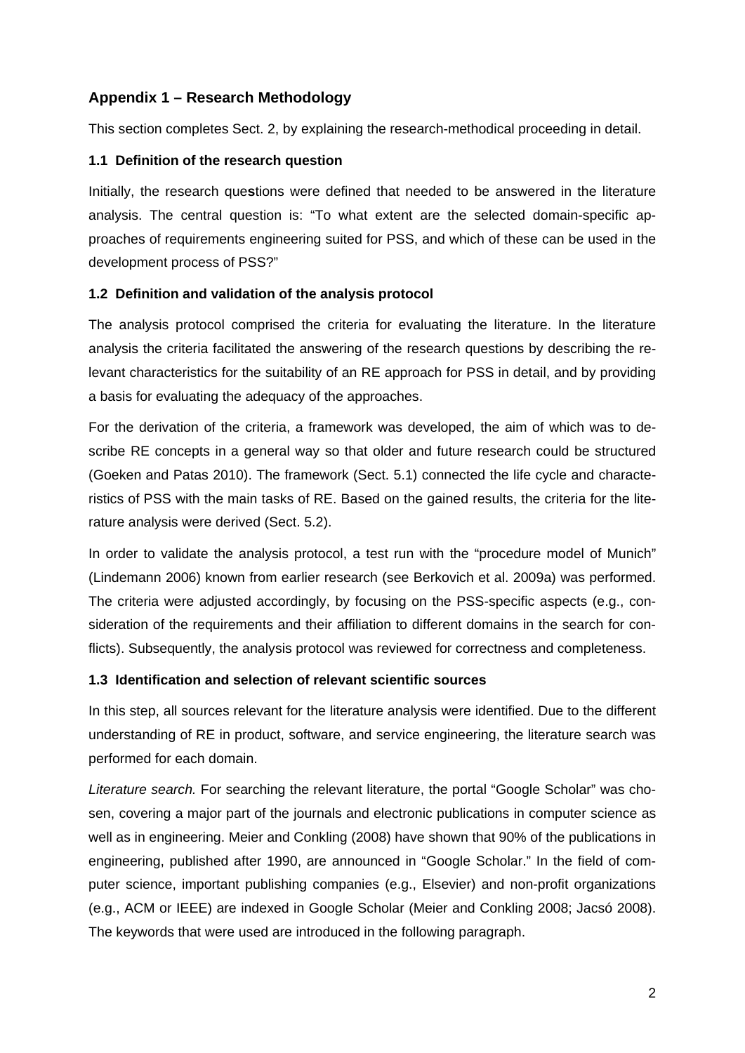## Appendix 1 – Research Methodology

This section completes Sect. 2, by explaining the research-methodical proceeding in detail.

### 1.1 Definition of the research question

Initially, the research questions were defined that needed to be answered in the literature analysis. The central question is: "To what extent are the selected domain-specific approaches of requirements engineering suited for PSS, and which of these can be used in the development process of PSS?"

### 1.2 Definition and validation of the analysis protocol

The analysis protocol comprised the criteria for evaluating the literature. In the literature analysis the criteria facilitated the answering of the research questions by describing the relevant characteristics for the suitability of an RE approach for PSS in detail, and by providing a basis for evaluating the adequacy of the approaches.

For the derivation of the criteria, a framework was developed, the aim of which was to describe RE concepts in a general way so that older and future research could be structured (Goeken and Patas 2010). The framework (Sect. 5.1) connected the life cycle and characteristics of PSS with the main tasks of RE. Based on the gained results, the criteria for the literature analysis were derived (Sect. 5.2).

In order to validate the analysis protocol, a test run with the "procedure model of Munich" (Lindemann 2006) known from earlier research (see Berkovich et al. 2009a) was performed. The criteria were adjusted accordingly, by focusing on the PSS-specific aspects (e.g., consideration of the requirements and their affiliation to different domains in the search for conflicts). Subsequently, the analysis protocol was reviewed for correctness and completeness.

### 1.3 Identification and selection of relevant scientific sources

In this step, all sources relevant for the literature analysis were identified. Due to the different understanding of RE in product, software, and service engineering, the literature search was performed for each domain.

*Literature search.* For searching the relevant literature, the portal "Google Scholar" was chosen, covering a major part of the journals and electronic publications in computer science as well as in engineering. Meier and Conkling (2008) have shown that 90% of the publications in engineering, published after 1990, are announced in "Google Scholar." In the field of computer science, important publishing companies (e.g., Elsevier) and non-profit organizations (e.g., ACM or IEEE) are indexed in Google Scholar (Meier and Conkling 2008; Jacsó 2008). The keywords that were used are introduced in the following paragraph.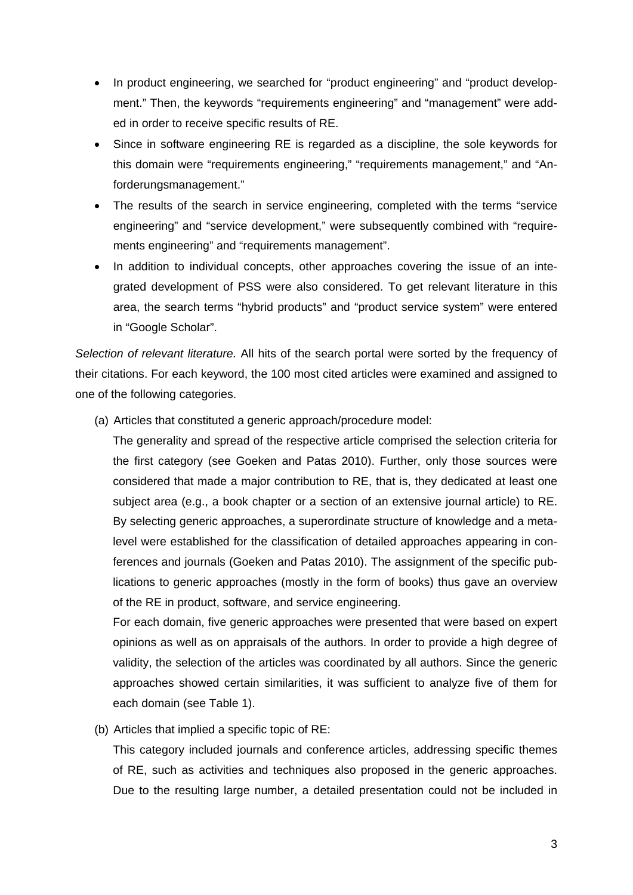- In product engineering, we searched for "product engineering" and "product development." Then, the keywords "requirements engineering" and "management" were added in order to receive specific results of RE.
- Since in software engineering RE is regarded as a discipline, the sole keywords for this domain were "requirements engineering," "requirements management," and "Anforderungsmanagement."
- The results of the search in service engineering, completed with the terms "service engineering" and "service development," were subsequently combined with "requirements engineering" and "requirements management".
- In addition to individual concepts, other approaches covering the issue of an integrated development of PSS were also considered. To get relevant literature in this area, the search terms "hybrid products" and "product service system" were entered in "Google Scholar".

*Selection of relevant literature.* All hits of the search portal were sorted by the frequency of their citations. For each keyword, the 100 most cited articles were examined and assigned to one of the following categories.

(a) Articles that constituted a generic approach/procedure model:

The generality and spread of the respective article comprised the selection criteria for the first category (see Goeken and Patas 2010). Further, only those sources were considered that made a major contribution to RE, that is, they dedicated at least one subject area (e.g., a book chapter or a section of an extensive journal article) to RE. By selecting generic approaches, a superordinate structure of knowledge and a meta-level were established for the classification of detailed approaches appearing in conferences and journals (Goeken and Patas 2010). The assignment of the specific publications to generic approaches (mostly in the form of books) thus gave an overview of the RE in product, software, and service engineering.

For each domain, five generic approaches were presented that were based on expert opinions as well as on appraisals of the authors. In order to provide a high degree of validity, the selection of the articles was coordinated by all authors. Since the generic approaches showed certain similarities, it was sufficient to analyze five of them for each domain (see Table 1).

(b) Articles that implied a specific topic of RE:

This category included journals and conference articles, addressing specific themes of RE, such as activities and techniques also proposed in the generic approaches. Due to the resulting large number, a detailed presentation could not be included in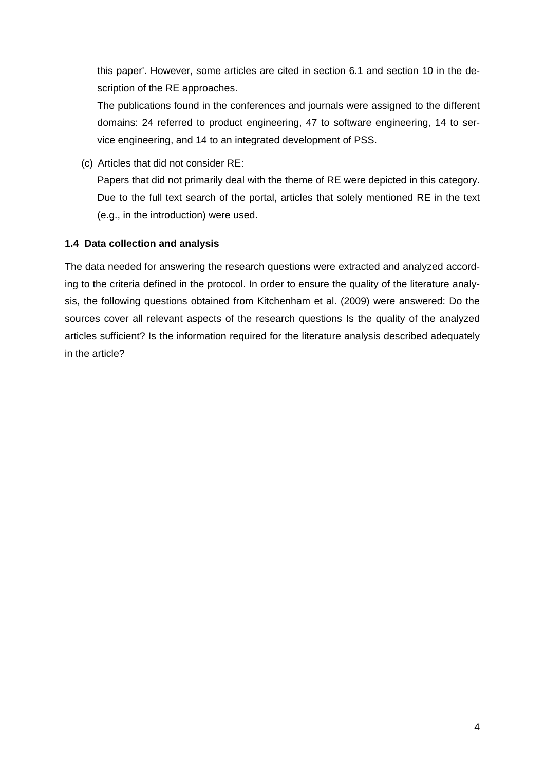this paper'. However, some articles are cited in section 6.1 and section 10 in the description of the RE approaches.

The publications found in the conferences and journals were assigned to the different domains: 24 referred to product engineering, 47 to software engineering, 14 to service engineering, and 14 to an integrated development of PSS.

(c) Articles that did not consider RE:

Papers that did not primarily deal with the theme of RE were depicted in this category. Due to the full text search of the portal, articles that solely mentioned RE in the text (e.g., in the introduction) were used.

### 1.4 Data collection and analysis

The data needed for answering the research questions were extracted and analyzed according to the criteria defined in the protocol. In order to ensure the quality of the literature analysis, the following questions obtained from Kitchenham et al. (2009) were answered: Do the sources cover all relevant aspects of the research questions Is the quality of the analyzed articles sufficient? Is the information required for the literature analysis described adequately in the article?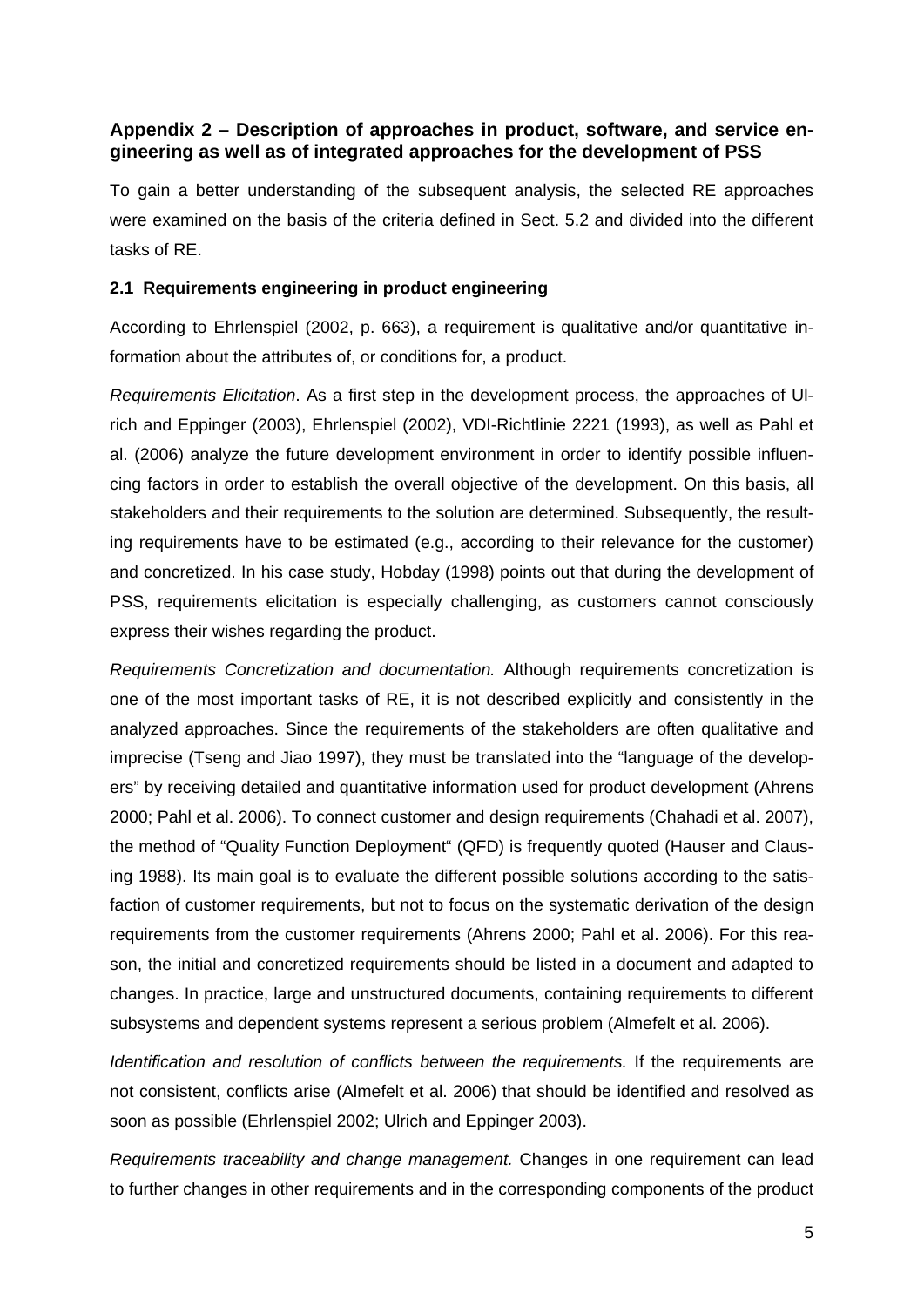## Appendix 2 – Description of approaches in product, software, and service engineering as well as of integrated approaches for the development of PSS

To gain a better understanding of the subsequent analysis, the selected RE approaches were examined on the basis of the criteria defined in Sect. 5.2 and divided into the different tasks of RE.

### 2.1 Requirements engineering in product engineering

According to Ehrlenspiel (2002, p. 663), a requirement is qualitative and/or quantitative information about the attributes of, or conditions for, a product.

*Requirements Elicitation*. As a first step in the development process, the approaches of Ulrich and Eppinger (2003), Ehrlenspiel (2002), VDI-Richtlinie 2221 (1993), as well as Pahl et al. (2006) analyze the future development environment in order to identify possible influencing factors in order to establish the overall objective of the development. On this basis, all stakeholders and their requirements to the solution are determined. Subsequently, the resulting requirements have to be estimated (e.g., according to their relevance for the customer) and concretized. In his case study, Hobday (1998) points out that during the development of PSS, requirements elicitation is especially challenging, as customers cannot consciously express their wishes regarding the product.

*Requirements Concretization and documentation.* Although requirements concretization is one of the most important tasks of RE, it is not described explicitly and consistently in the analyzed approaches. Since the requirements of the stakeholders are often qualitative and imprecise (Tseng and Jiao 1997), they must be translated into the "language of the developers" by receiving detailed and quantitative information used for product development (Ahrens 2000; Pahl et al. 2006). To connect customer and design requirements (Chahadi et al. 2007), the method of "Quality Function Deployment" (QFD) is frequently quoted (Hauser and Clausing 1988). Its main goal is to evaluate the different possible solutions according to the satisfaction of customer requirements, but not to focus on the systematic derivation of the design requirements from the customer requirements (Ahrens 2000; Pahl et al. 2006). For this reason, the initial and concretized requirements should be listed in a document and adapted to changes. In practice, large and unstructured documents, containing requirements to different subsystems and dependent systems represent a serious problem (Almefelt et al. 2006).

*Identification and resolution of conflicts between the requirements.* If the requirements are not consistent, conflicts arise (Almefelt et al. 2006) that should be identified and resolved as soon as possible (Ehrlenspiel 2002; Ulrich and Eppinger 2003).

*Requirements traceability and change management.* Changes in one requirement can lead to further changes in other requirements and in the corresponding components of the product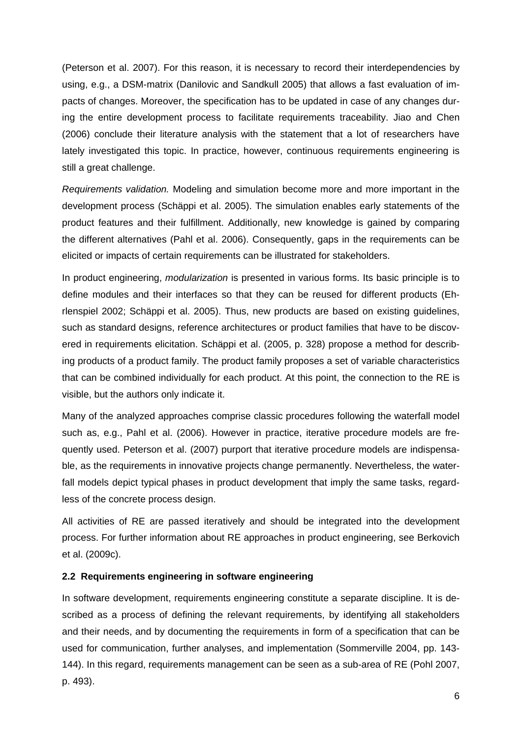(Peterson et al. 2007). For this reason, it is necessary to record their interdependencies by using, e.g., a DSM-matrix (Danilovic and Sandkull 2005) that allows a fast evaluation of impacts of changes. Moreover, the specification has to be updated in case of any changes during the entire development process to facilitate requirements traceability. Jiao and Chen (2006) conclude their literature analysis with the statement that a lot of researchers have lately investigated this topic. In practice, however, continuous requirements engineering is still a great challenge.

*Requirements validation.* Modeling and simulation become more and more important in the development process (Schäppi et al. 2005). The simulation enables early statements of the product features and their fulfillment. Additionally, new knowledge is gained by comparing the different alternatives (Pahl et al. 2006). Consequently, gaps in the requirements can be elicited or impacts of certain requirements can be illustrated for stakeholders.

In product engineering, *modularization* is presented in various forms. Its basic principle is to define modules and their interfaces so that they can be reused for different products (Ehrlenspiel 2002; Schäppi et al. 2005). Thus, new products are based on existing guidelines, such as standard designs, reference architectures or product families that have to be discovered in requirements elicitation. Schäppi et al. (2005, p. 328) propose a method for describing products of a product family. The product family proposes a set of variable characteristics that can be combined individually for each product. At this point, the connection to the RE is visible, but the authors only indicate it.

Many of the analyzed approaches comprise classic procedures following the waterfall model such as, e.g., Pahl et al. (2006). However in practice, iterative procedure models are frequently used. Peterson et al. (2007) purport that iterative procedure models are indispensable, as the requirements in innovative projects change permanently. Nevertheless, the waterfall models depict typical phases in product development that imply the same tasks, regardless of the concrete process design.

All activities of RE are passed iteratively and should be integrated into the development process. For further information about RE approaches in product engineering, see Berkovich et al. (2009c).

### 2.2 Requirements engineering in software engineering

In software development, requirements engineering constitute a separate discipline. It is described as a process of defining the relevant requirements, by identifying all stakeholders and their needs, and by documenting the requirements in form of a specification that can be used for communication, further analyses, and implementation (Sommerville 2004, pp. 143-144). In this regard, requirements management can be seen as a sub-area of RE (Pohl 2007, p. 493).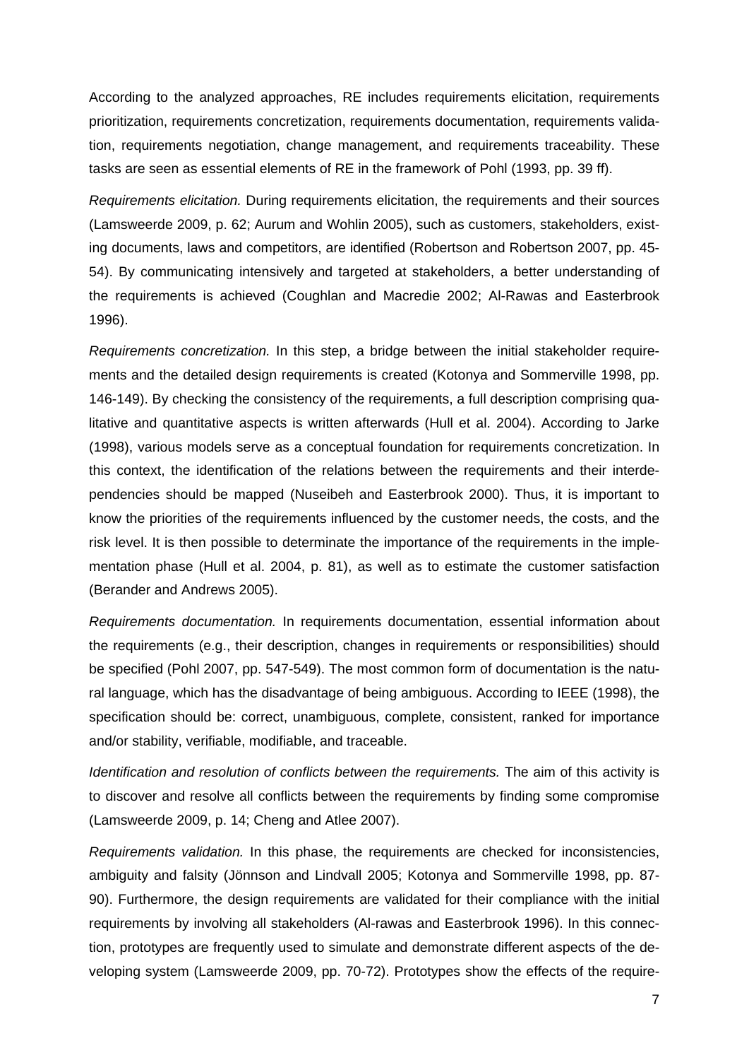According to the analyzed approaches, RE includes requirements elicitation, requirements prioritization, requirements concretization, requirements documentation, requirements validation, requirements negotiation, change management, and requirements traceability. These tasks are seen as essential elements of RE in the framework of Pohl (1993, pp. 39 ff).

*Requirements elicitation.* During requirements elicitation, the requirements and their sources (Lamsweerde 2009, p. 62; Aurum and Wohlin 2005), such as customers, stakeholders, existing documents, laws and competitors, are identified (Robertson and Robertson 2007, pp. 45-54). By communicating intensively and targeted at stakeholders, a better understanding of the requirements is achieved (Coughlan and Macredie 2002; Al-Rawas and Easterbrook 1996).

*Requirements concretization.* In this step, a bridge between the initial stakeholder requirements and the detailed design requirements is created (Kotonya and Sommerville 1998, pp. 146-149). By checking the consistency of the requirements, a full description comprising qualitative and quantitative aspects is written afterwards (Hull et al. 2004). According to Jarke (1998), various models serve as a conceptual foundation for requirements concretization. In this context, the identification of the relations between the requirements and their interdependencies should be mapped (Nuseibeh and Easterbrook 2000). Thus, it is important to know the priorities of the requirements influenced by the customer needs, the costs, and the risk level. It is then possible to determinate the importance of the requirements in the implementation phase (Hull et al. 2004, p. 81), as well as to estimate the customer satisfaction (Berander and Andrews 2005).

*Requirements documentation.* In requirements documentation, essential information about the requirements (e.g., their description, changes in requirements or responsibilities) should be specified (Pohl 2007, pp. 547-549). The most common form of documentation is the natural language, which has the disadvantage of being ambiguous. According to IEEE (1998), the specification should be: correct, unambiguous, complete, consistent, ranked for importance and/or stability, verifiable, modifiable, and traceable.

*Identification and resolution of conflicts between the requirements.* The aim of this activity is to discover and resolve all conflicts between the requirements by finding some compromise (Lamsweerde 2009, p. 14; Cheng and Atlee 2007).

*Requirements validation.* In this phase, the requirements are checked for inconsistencies, ambiguity and falsity (Jönnson and Lindvall 2005; Kotonya and Sommerville 1998, pp. 87-90). Furthermore, the design requirements are validated for their compliance with the initial requirements by involving all stakeholders (Al-rawas and Easterbrook 1996). In this connection, prototypes are frequently used to simulate and demonstrate different aspects of the developing system (Lamsweerde 2009, pp. 70-72). Prototypes show the effects of the require-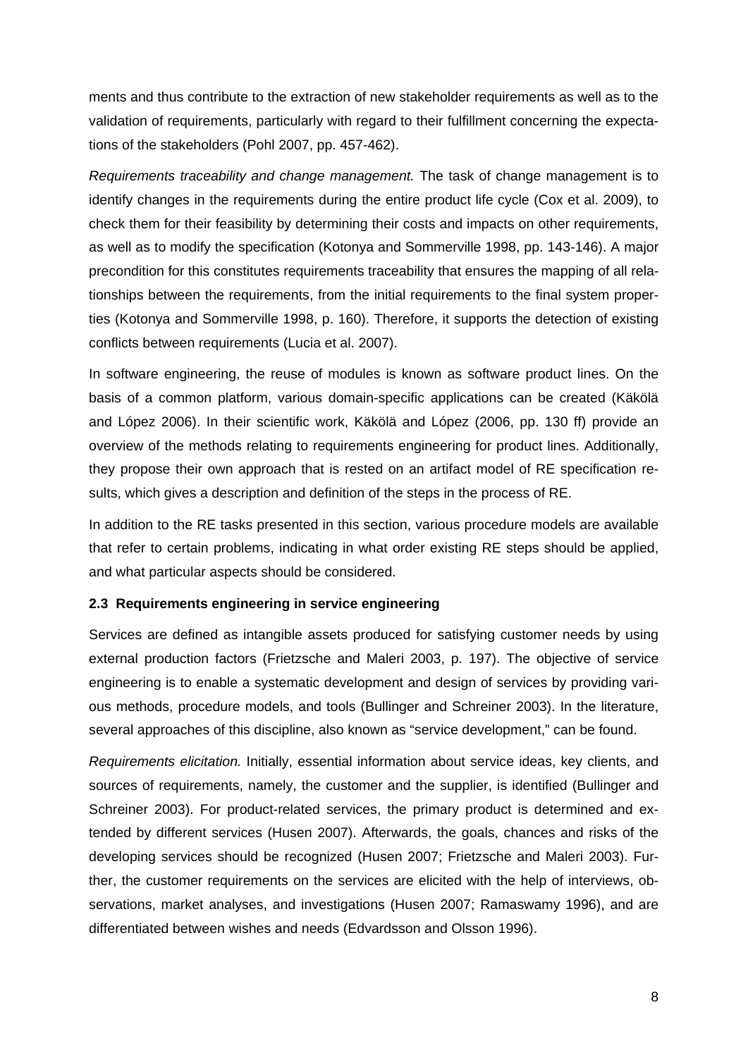ments and thus contribute to the extraction of new stakeholder requirements as well as to the validation of requirements, particularly with regard to their fulfillment concerning the expectations of the stakeholders (Pohl 2007, pp. 457-462).

*Requirements traceability and change management.* The task of change management is to identify changes in the requirements during the entire product life cycle (Cox et al. 2009), to check them for their feasibility by determining their costs and impacts on other requirements, as well as to modify the specification (Kotonya and Sommerville 1998, pp. 143-146). A major precondition for this constitutes requirements traceability that ensures the mapping of all relationships between the requirements, from the initial requirements to the final system properties (Kotonya and Sommerville 1998, p. 160). Therefore, it supports the detection of existing conflicts between requirements (Lucia et al. 2007).

In software engineering, the reuse of modules is known as software product lines. On the basis of a common platform, various domain-specific applications can be created (Käkölä and López 2006). In their scientific work, Käkölä and López (2006, pp. 130 ff) provide an overview of the methods relating to requirements engineering for product lines. Additionally, they propose their own approach that is rested on an artifact model of RE specification results, which gives a description and definition of the steps in the process of RE.

In addition to the RE tasks presented in this section, various procedure models are available that refer to certain problems, indicating in what order existing RE steps should be applied, and what particular aspects should be considered.

### 2.3 Requirements engineering in service engineering

Services are defined as intangible assets produced for satisfying customer needs by using external production factors (Frietzsche and Maleri 2003, p. 197). The objective of service engineering is to enable a systematic development and design of services by providing various methods, procedure models, and tools (Bullinger and Schreiner 2003). In the literature, several approaches of this discipline, also known as "service development," can be found.

*Requirements elicitation.* Initially, essential information about service ideas, key clients, and sources of requirements, namely, the customer and the supplier, is identified (Bullinger and Schreiner 2003). For product-related services, the primary product is determined and extended by different services (Husen 2007). Afterwards, the goals, chances and risks of the developing services should be recognized (Husen 2007; Frietzsche and Maleri 2003). Further, the customer requirements on the services are elicited with the help of interviews, observations, market analyses, and investigations (Husen 2007; Ramaswamy 1996), and are differentiated between wishes and needs (Edvardsson and Olsson 1996).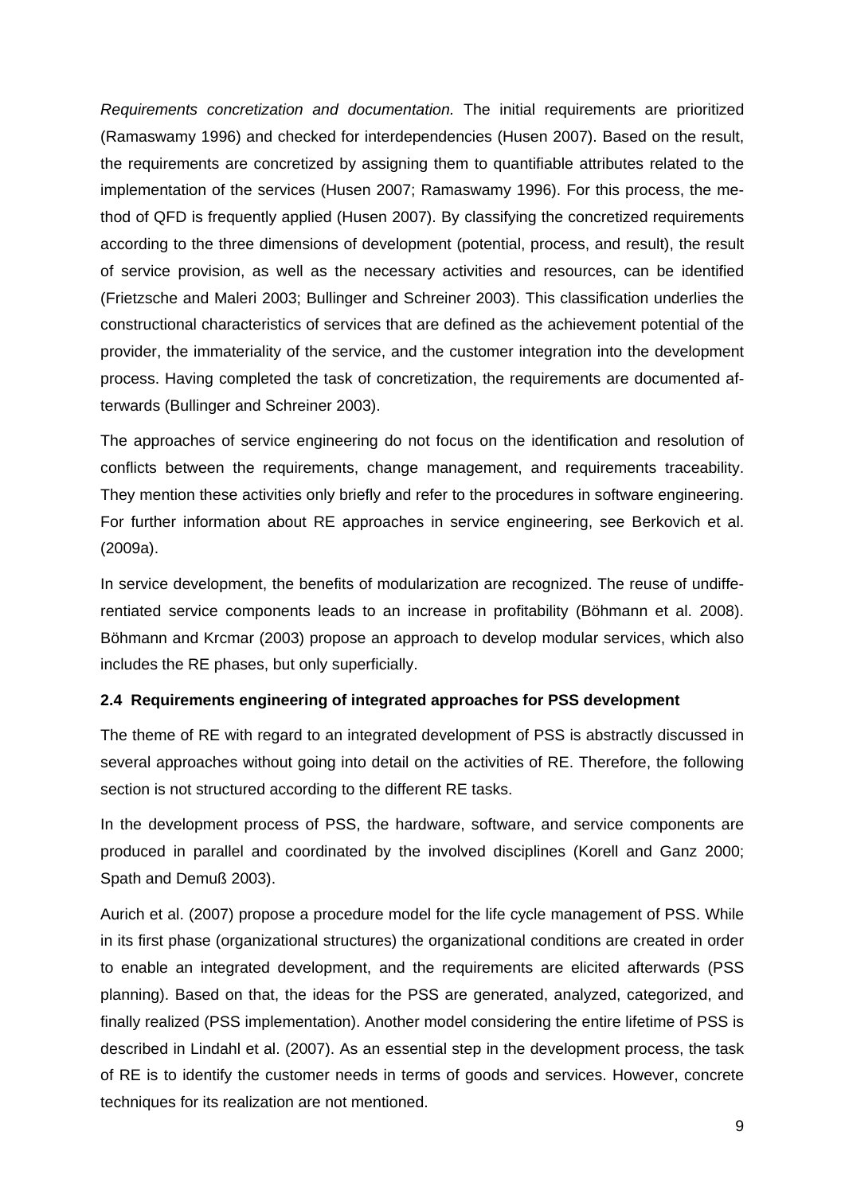*Requirements concretization and documentation.* The initial requirements are prioritized (Ramaswamy 1996) and checked for interdependencies (Husen 2007). Based on the result, the requirements are concretized by assigning them to quantifiable attributes related to the implementation of the services (Husen 2007; Ramaswamy 1996). For this process, the method of QFD is frequently applied (Husen 2007). By classifying the concretized requirements according to the three dimensions of development (potential, process, and result), the result of service provision, as well as the necessary activities and resources, can be identified (Frietzsche and Maleri 2003; Bullinger and Schreiner 2003). This classification underlies the constructional characteristics of services that are defined as the achievement potential of the provider, the immateriality of the service, and the customer integration into the development process. Having completed the task of concretization, the requirements are documented afterwards (Bullinger and Schreiner 2003).

The approaches of service engineering do not focus on the identification and resolution of conflicts between the requirements, change management, and requirements traceability. They mention these activities only briefly and refer to the procedures in software engineering. For further information about RE approaches in service engineering, see Berkovich et al. (2009a).

In service development, the benefits of modularization are recognized. The reuse of undifferentiated service components leads to an increase in profitability (Böhmann et al. 2008). Böhmann and Krcmar (2003) propose an approach to develop modular services, which also includes the RE phases, but only superficially.

### 2.4 Requirements engineering of integrated approaches for PSS development

The theme of RE with regard to an integrated development of PSS is abstractly discussed in several approaches without going into detail on the activities of RE. Therefore, the following section is not structured according to the different RE tasks.

In the development process of PSS, the hardware, software, and service components are produced in parallel and coordinated by the involved disciplines (Korell and Ganz 2000; Spath and Demuß 2003).

Aurich et al. (2007) propose a procedure model for the life cycle management of PSS. While in its first phase (organizational structures) the organizational conditions are created in order to enable an integrated development, and the requirements are elicited afterwards (PSS planning). Based on that, the ideas for the PSS are generated, analyzed, categorized, and finally realized (PSS implementation). Another model considering the entire lifetime of PSS is described in Lindahl et al. (2007). As an essential step in the development process, the task of RE is to identify the customer needs in terms of goods and services. However, concrete techniques for its realization are not mentioned.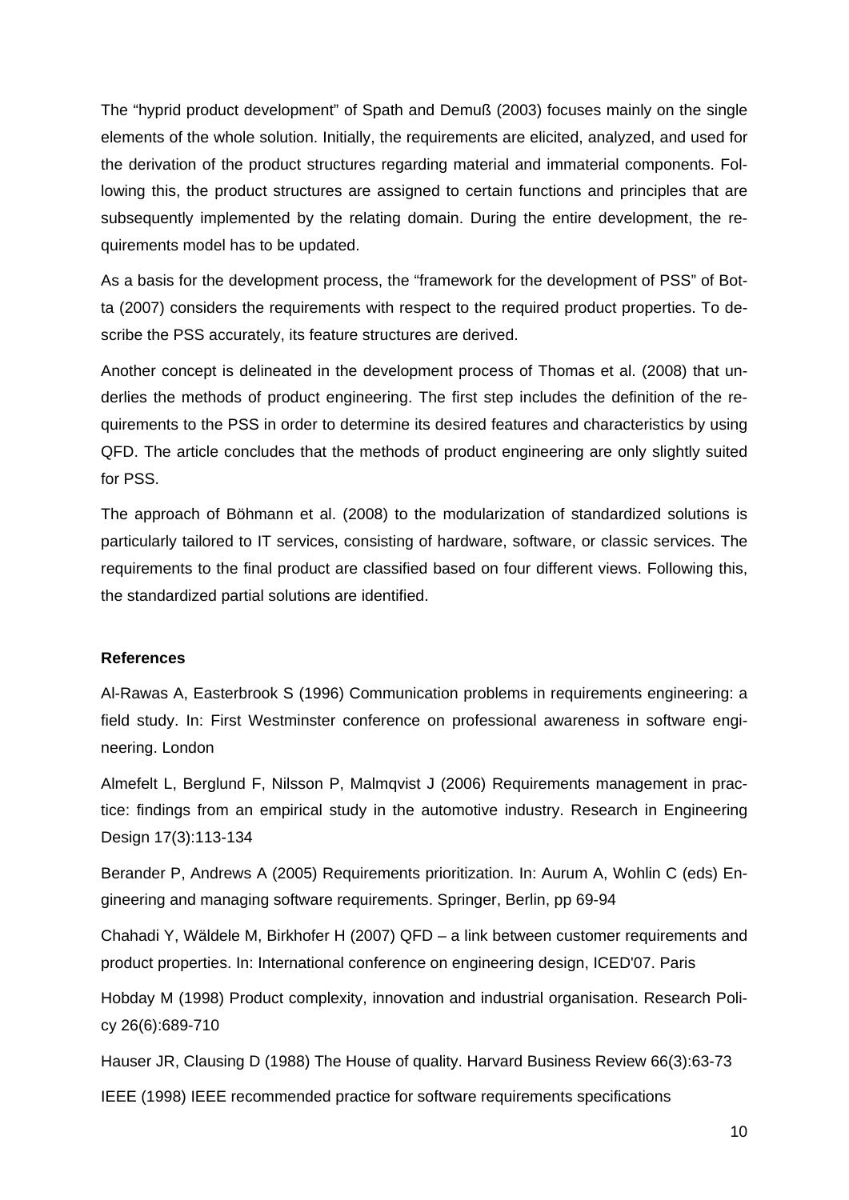The “hyprid product development” of Spath and Demuß (2003) focuses mainly on the single elements of the whole solution. Initially, the requirements are elicited, analyzed, and used for the derivation of the product structures regarding material and immaterial components. Following this, the product structures are assigned to certain functions and principles that are subsequently implemented by the relating domain. During the entire development, the requirements model has to be updated.

As a basis for the development process, the “framework for the development of PSS” of Botta (2007) considers the requirements with respect to the required product properties. To describe the PSS accurately, its feature structures are derived.

Another concept is delineated in the development process of Thomas et al. (2008) that underlies the methods of product engineering. The first step includes the definition of the requirements to the PSS in order to determine its desired features and characteristics by using QFD. The article concludes that the methods of product engineering are only slightly suited for PSS.

The approach of Böhmann et al. (2008) to the modularization of standardized solutions is particularly tailored to IT services, consisting of hardware, software, or classic services. The requirements to the final product are classified based on four different views. Following this, the standardized partial solutions are identified.

**References**

Al-Rawas A, Easterbrook S (1996) Communication problems in requirements engineering: a field study. In: First Westminster conference on professional awareness in software engineering. London

Almefelt L, Berglund F, Nilsson P, Malmqvist J (2006) Requirements management in practice: findings from an empirical study in the automotive industry. Research in Engineering Design 17(3):113-134

Berander P, Andrews A (2005) Requirements prioritization. In: Aurum A, Wohlin C (eds) Engineering and managing software requirements. Springer, Berlin, pp 69-94

Chahadi Y, Wäldele M, Birkhofer H (2007) QFD – a link between customer requirements and product properties. In: International conference on engineering design, ICED'07. Paris

Hobday M (1998) Product complexity, innovation and industrial organisation. Research Policy 26(6):689-710

Hauser JR, Clausing D (1988) The House of quality. Harvard Business Review 66(3):63-73

IEEE (1998) IEEE recommended practice for software requirements specifications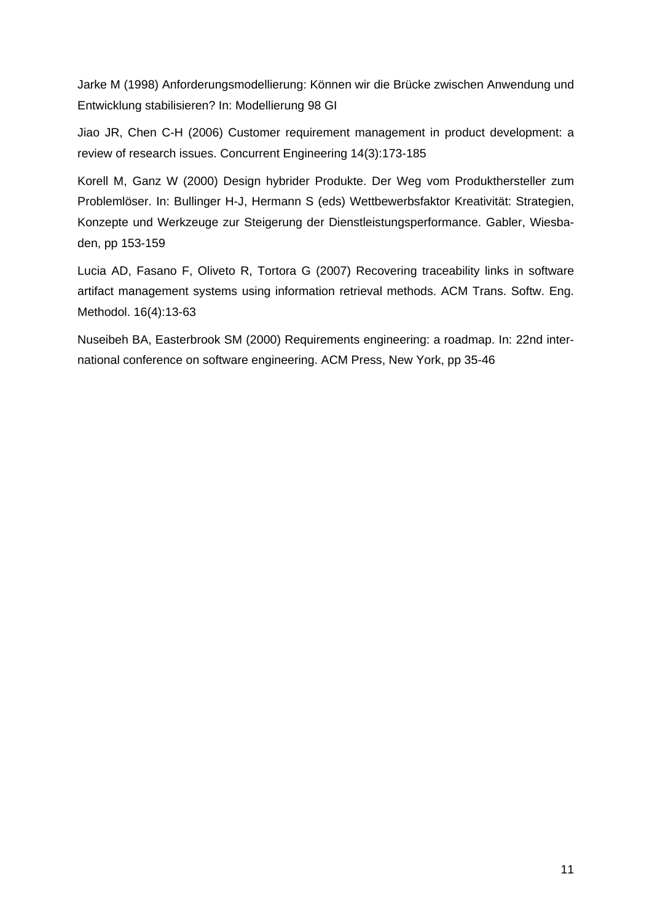Jarke M (1998) Anforderungsmodellierung: Können wir die Brücke zwischen Anwendung und Entwicklung stabilisieren? In: Modellierung 98 GI

Jiao JR, Chen C-H (2006) Customer requirement management in product development: a review of research issues. Concurrent Engineering 14(3):173-185

Korell M, Ganz W (2000) Design hybrider Produkte. Der Weg vom Produkthersteller zum Problemlöser. In: Bullinger H-J, Hermann S (eds) Wettbewerbsfaktor Kreativität: Strategien, Konzepte und Werkzeuge zur Steigerung der Dienstleistungsperformance. Gabler, Wiesbaden, pp 153-159

Lucia AD, Fasano F, Oliveto R, Tortora G (2007) Recovering traceability links in software artifact management systems using information retrieval methods. ACM Trans. Softw. Eng. Methodol. 16(4):13-63

Nuseibeh BA, Easterbrook SM (2000) Requirements engineering: a roadmap. In: 22nd international conference on software engineering. ACM Press, New York, pp 35-46